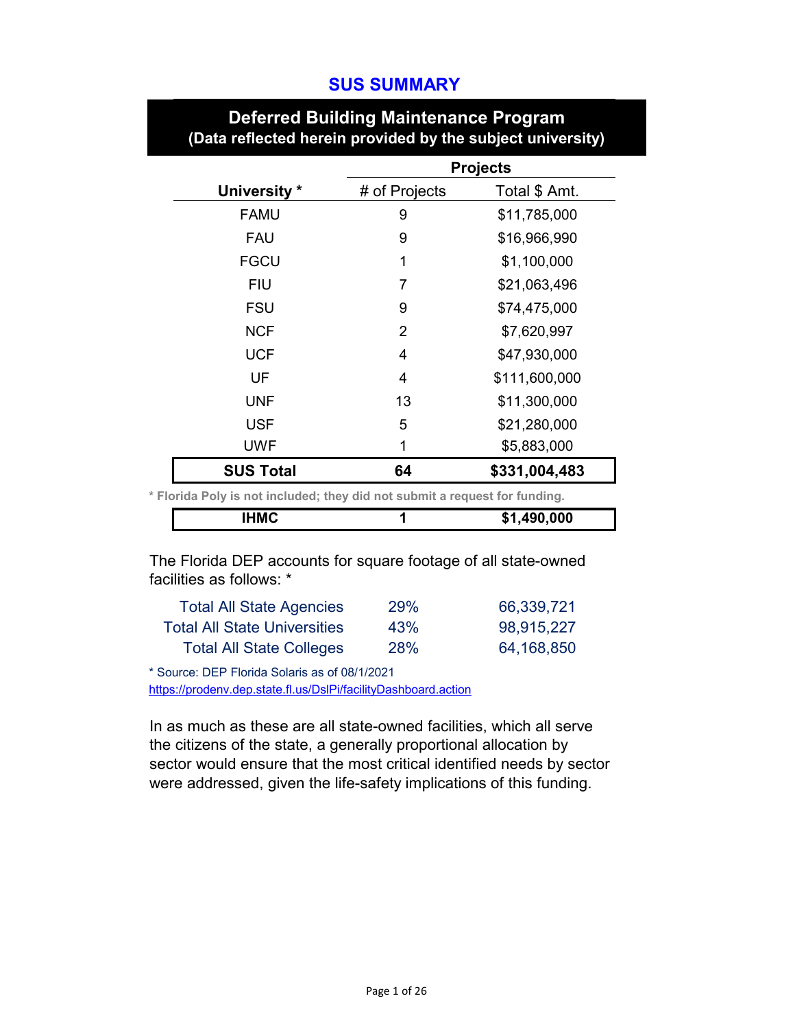# SUS SUMMARY

## Deferred Building Maintenance Program
### (Data reflected herein provided by the subject university)

| University * | Projects | |
|---|---|---|
| | # of Projects | Total $ Amt. |
| FAMU | 9 | $11,785,000 |
| FAU | 9 | $16,966,990 |
| FGCU | 1 | $1,100,000 |
| FIU | 7 | $21,063,496 |
| FSU | 9 | $74,475,000 |
| NCF | 2 | $7,620,997 |
| UCF | 4 | $47,930,000 |
| UF | 4 | $111,600,000 |
| UNF | 13 | $11,300,000 |
| USF | 5 | $21,280,000 |
| UWF | 1 | $5,883,000 |
| **SUS Total** | **64** | **$331,004,483** |

**\* Florida Poly is not included; they did not submit a request for funding.**

| IHMC | 1 | $1,490,000 |
|---|---|---|

The Florida DEP accounts for square footage of all state-owned facilities as follows: *

| | | |
|---|---|---|
| Total All State Agencies | 29% | 66,339,721 |
| Total All State Universities | 43% | 98,915,227 |
| Total All State Colleges | 28% | 64,168,850 |

\* Source: DEP Florida Solaris as of 08/1/2021
https://prodenv.dep.state.fl.us/DslPi/facilityDashboard.action

In as much as these are all state-owned facilities, which all serve the citizens of the state, a generally proportional allocation by sector would ensure that the most critical identified needs by sector were addressed, given the life-safety implications of this funding.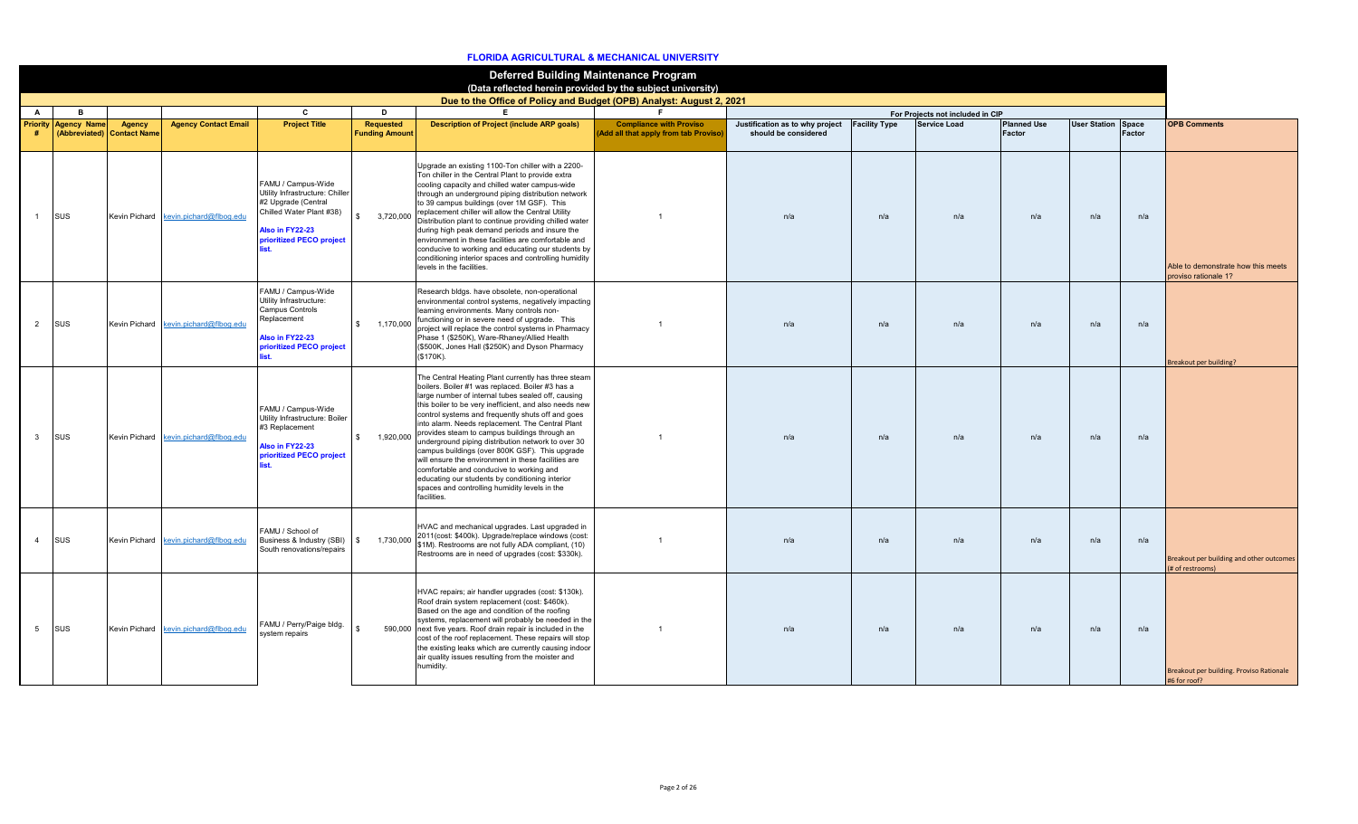# FLORIDA AGRICULTURAL & MECHANICAL UNIVERSITY

## Deferred Building Maintenance Program

(Data reflected herein provided by the subject university)

Due to the Office of Policy and Budget (OPB) Analyst: August 2, 2021

| A | B | | | C | D | E | F | For Projects not included in CIP | | | | | | | |
|---|---|---|---|---|---|---|---|---|---|---|---|---|---|---|---|
| Priority # | Agency Name (Abbreviated) | Agency Contact Name | Agency Contact Email | Project Title | Requested Funding Amount | Description of Project (include ARP goals) | Compliance with Proviso (Add all that apply from tab Proviso) | Justification as to why project should be considered | Facility Type | Service Load | Planned Use Factor | User Station | Space Factor | OPB Comments |
| 1 | SUS | Kevin Pichard | kevin.pichard@flbog.edu | FAMU / Campus-Wide Utility Infrastructure: Chiller #2 Upgrade (Central Chilled Water Plant #38) **Also in FY22-23 prioritized PECO project list.** | $ 3,720,000 | Upgrade an existing 1100-Ton chiller with a 2200-Ton chiller in the Central Plant to provide extra cooling capacity and chilled water campus-wide through an underground piping distribution network to 39 campus buildings (over 1M GSF). This replacement chiller will allow the Central Utility Distribution plant to continue providing chilled water during high peak demand periods and insure the environment in these facilities are comfortable and conducive to working and educating our students by conditioning interior spaces and controlling humidity levels in the facilities. | 1 | n/a | n/a | n/a | n/a | n/a | n/a | Able to demonstrate how this meets proviso rationale 1? |
| 2 | SUS | Kevin Pichard | kevin.pichard@flbog.edu | FAMU / Campus-Wide Utility Infrastructure: Campus Controls Replacement **Also in FY22-23 prioritized PECO project list.** | $ 1,170,000 | Research bldgs. have obsolete, non-operational environmental control systems, negatively impacting learning environments. Many controls non-functioning or in severe need of upgrade. This project will replace the control systems in Pharmacy Phase 1 ($250K), Ware-Rhaney/Allied Health ($500K, Jones Hall ($250K) and Dyson Pharmacy ($170K). | 1 | n/a | n/a | n/a | n/a | n/a | n/a | Breakout per building? |
| 3 | SUS | Kevin Pichard | kevin.pichard@flbog.edu | FAMU / Campus-Wide Utility Infrastructure: Boiler #3 Replacement **Also in FY22-23 prioritized PECO project list.** | $ 1,920,000 | The Central Heating Plant currently has three steam boilers. Boiler #1 was replaced. Boiler #3 has a large number of internal tubes sealed off, causing this boiler to be very inefficient, and also needs new control systems and frequently shuts off and goes into alarm. Needs replacement. The Central Plant provides steam to campus buildings through an underground piping distribution network to over 30 campus buildings (over 800K GSF). This upgrade will ensure the environment in these facilities are comfortable and conducive to working and educating our students by conditioning interior spaces and controlling humidity levels in the facilities. | 1 | n/a | n/a | n/a | n/a | n/a | n/a | |
| 4 | SUS | Kevin Pichard | kevin.pichard@flbog.edu | FAMU / School of Business & Industry (SBI) South renovations/repairs | $ 1,730,000 | HVAC and mechanical upgrades. Last upgraded in 2011(cost: $400k). Upgrade/replace windows (cost: $1M). Restrooms are not fully ADA compliant, (10) Restrooms are in need of upgrades (cost: $330k). | 1 | n/a | n/a | n/a | n/a | n/a | n/a | Breakout per building and other outcomes (# of restrooms) |
| 5 | SUS | Kevin Pichard | kevin.pichard@flbog.edu | FAMU / Perry/Paige bldg. system repairs | $ 590,000 | HVAC repairs; air handler upgrades (cost: $130k). Roof drain system replacement (cost: $460k). Based on the age and condition of the roofing systems, replacement will probably be needed in the next five years. Roof drain repair is included in the cost of the roof replacement. These repairs will stop the existing leaks which are currently causing indoor air quality issues resulting from the moister and humidity. | 1 | n/a | n/a | n/a | n/a | n/a | n/a | Breakout per building. Proviso Rationale #6 for roof? |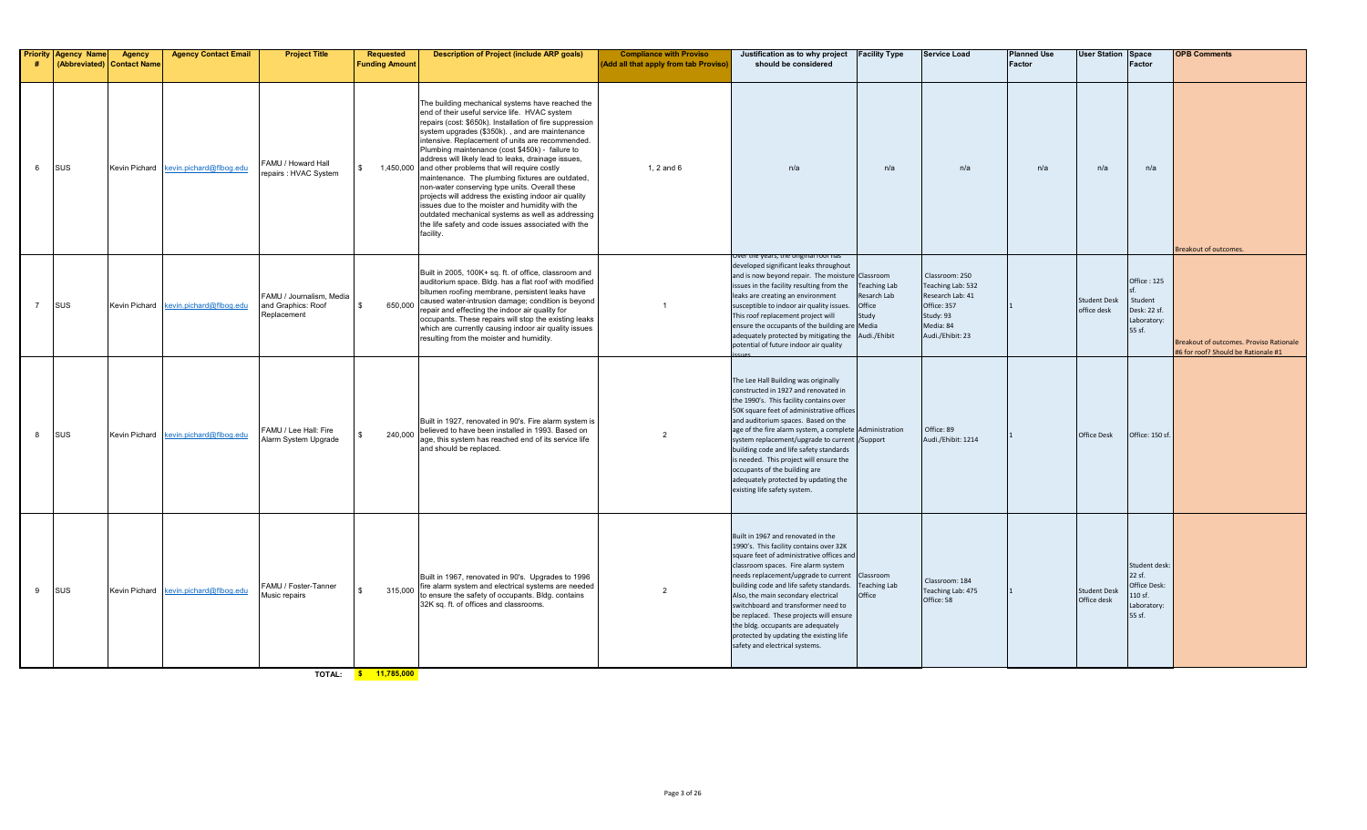| Priority # | Agency Name (Abbreviated) | Agency Contact Name | Agency Contact Email | Project Title | Requested Funding Amount | Description of Project (include ARP goals) | Compliance with Proviso (Add all that apply from tab Proviso) | Justification as to why project should be considered | Facility Type | Service Load | Planned Use Factor | User Station | Space Factor | OPB Comments |
|---|---|---|---|---|---|---|---|---|---|---|---|---|---|---|
| 6 | SUS | Kevin Pichard | kevin.pichard@flbog.edu | FAMU / Howard Hall repairs : HVAC System | $ 1,450,000 | The building mechanical systems have reached the end of their useful service life. HVAC system repairs (cost: $650k). Installation of fire suppression system upgrades ($350k). , and are maintenance intensive. Replacement of units are recommended. Plumbing maintenance (cost $450k) - failure to address will likely lead to leaks, drainage issues, and other problems that will require costly maintenance. The plumbing fixtures are outdated, non-water conserving type units. Overall these projects will address the existing indoor air quality issues due to the moister and humidity with the outdated mechanical systems as well as addressing the life safety and code issues associated with the facility. | 1, 2 and 6 | n/a | n/a | n/a | n/a | n/a | n/a | Breakout of outcomes. |
| 7 | SUS | Kevin Pichard | kevin.pichard@flbog.edu | FAMU / Journalism, Media and Graphics: Roof Replacement | $ 650,000 | Built in 2005, 100K+ sq. ft. of office, classroom and auditorium space. Bldg. has a flat roof with modified bitumen roofing membrane, persistent leaks have caused water-intrusion damage; condition is beyond repair and effecting the indoor air quality for occupants. These repairs will stop the existing leaks which are currently causing indoor air quality issues resulting from the moister and humidity. | 1 | Over the years, the original roof has developed significant leaks throughout and is now beyond repair. The moisture issues in the facility resulting from the leaks are creating an environment susceptible to indoor air quality issues. This roof replacement project will ensure the occupants of the building are adequately protected by mitigating the potential of future indoor air quality issues. | Classroom<br>Teaching Lab<br>Resarch Lab<br>Office<br>Study<br>Media<br>Audi./Ehibit | Classroom: 250<br>Teaching Lab: 532<br>Research Lab: 41<br>Office: 357<br>Study: 93<br>Media: 84<br>Audi./Ehibit: 23 | 1 | Student Desk office desk | Office : 125 sf.<br>Student Desk: 22 sf.<br>Laboratory: 55 sf. | Breakout of outcomes. Proviso Rationale #6 for roof? Should be Rationale #1 |
| 8 | SUS | Kevin Pichard | kevin.pichard@flbog.edu | FAMU / Lee Hall: Fire Alarm System Upgrade | $ 240,000 | Built in 1927, renovated in 90's. Fire alarm system is believed to have been installed in 1993. Based on age, this system has reached end of its service life and should be replaced. | 2 | The Lee Hall Building was originally constructed in 1927 and renovated in the 1990's. This facility contains over 50K square feet of administrative offices and auditorium spaces. Based on the age of the fire alarm system, a complete system replacement/upgrade to current building code and life safety standards is needed. This project will ensure the occupants of the building are adequately protected by updating the existing life safety system. | Administration /Support | Office: 89<br>Audi./Ehibit: 1214 | 1 | Office Desk | Office: 150 sf. | |
| 9 | SUS | Kevin Pichard | kevin.pichard@flbog.edu | FAMU / Foster-Tanner Music repairs | $ 315,000 | Built in 1967, renovated in 90's. Upgrades to 1996 fire alarm system and electrical systems are needed to ensure the safety of occupants. Bldg. contains 32K sq. ft. of offices and classrooms. | 2 | Built in 1967 and renovated in the 1990's. This facility contains over 32K square feet of administrative offices and classroom spaces. Fire alarm system needs replacement/upgrade to current building code and life safety standards. Also, the main secondary electrical switchboard and transformer need to be replaced. These projects will ensure the bldg. occupants are adequately protected by updating the existing life safety and electrical systems. | Classroom<br>Teaching Lab<br>Office | Classroom: 184<br>Teaching Lab: 475<br>Office: 58 | 1 | Student Desk Office desk | Student desk: 22 sf.<br>Office Desk: 110 sf.<br>Laboratory: 55 sf. | |
| | | | | TOTAL: | $ 11,785,000 | | | | | | | | | |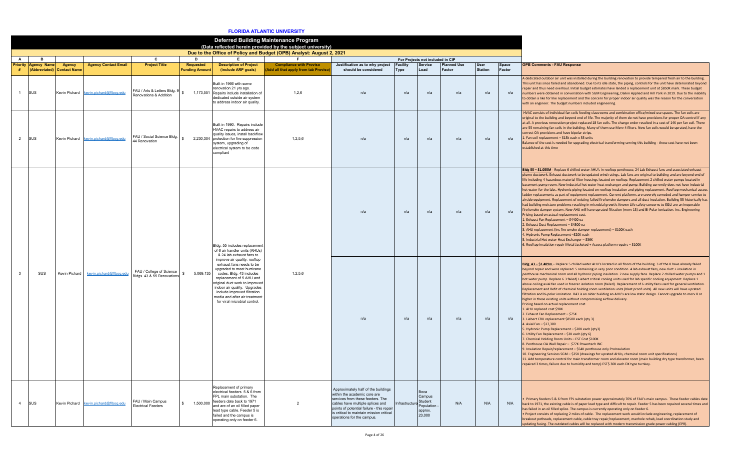# FLORIDA ATLANTIC UNIVERSITY

## Deferred Building Maintenance Program

(Data reflected herein provided by the subject university)

Due to the Office of Policy and Budget (OPB) Analyst: August 2, 2021

| A | B | | | C | D | E | F | | For Projects not included in CIP | | | | | |
|---|---|---|---|---|---|---|---|---|---|---|---|---|---|---|
| Priority # | Agency Name (Abbreviated) | Agency Contact Name | Agency Contact Email | Project Title | Requested Funding Amount | Description of Project (include ARP goals) | Compliance with Proviso (Add all that apply from tab Proviso) | Justification as to why project should be considered | Facility Type | Service Load | Planned Use Factor | User Station | Space Factor | OPB Comments - FAU Response |
| 1 | SUS | Kevin Pichard | kevin.pichard@flbog.edu | FAU / Arts & Letters Bldg. 9 Renovations & Addition | $ 1,173,551 | Built in 1966 with some renovation 21 yrs ago. Repairs include installation of dedicated outside air system to address indoor air quality. | 1,2,6 | n/a | n/a | n/a | n/a | n/a | n/a | A dedicated outdoor air unit was installed during the building renovation to provide tempered fresh air to the building. This unit has since failed and abandoned. Due to its idle state, the piping, controls for the unit have deteriorated beyond repair and thus need overhaul. Initial budget estimates have landed a replacement unit at $850K mark. These budget numbers were obtained in conversation with SGM Engineering, Daikin Applied and Hill York in 2019. Due to the inability to obtain a like for like replacement and the concern for proper indoor air quality was the reason for the conversation with an engineer. The budget numbers included engineering. |
| 2 | SUS | Kevin Pichard | kevin.pichard@flbog.edu | FAU / Social Science Bldg. 44 Renovation | $ 2,230,304 | Built in 1990. Repairs include HVAC repairs to address air quality issues, install backflow protection for fire suppression system, upgrading of electrical system to be code compliant | 1,2,5,6 | n/a | n/a | n/a | n/a | n/a | n/a | HVAC consists of individual fan coils feeding classrooms and combination office/mixed use spaces. The fan coils are original to the building and beyond end of life. The majority of them do not have provisions for proper OA control if any at all. A previous renovation project replaced 18 fan coils. The change order resulted in a cost of 14K per fan coil. There are 55 remaining fan coils in the building. Many of them use Merv 4 filters. New fan coils would be uprated, have the correct OA provisions and have bipolar strips.<br>1. Fan coil replacement – $15k each x 55 units<br>Balance of the cost is needed for upgrading electrical transforming serving this building - these cost have not been established at this time |
| 3 | SUS | Kevin Pichard | kevin.pichard@flbog.edu | FAU / College of Science Bldgs. 43 & 55 Renovations | $ 5,069,135 | Bldg. 55 includes replacement of 6 air handler units (AHUs) & 24 lab exhaust fans to improve air quality, rooftop exhaust fans needs to be upgraded to meet hurricane codes. Bldg. 43 includes replacement of 5 AHU and original duct work to improved indoor air quality. Upgrades include improved filtration media and after air treatment for viral microbial control. | 1,2,5,6 | n/a | n/a | n/a | n/a | n/a | n/a | **Bldg 55 – $1.055M** - Replace 6 chilled water AHU's in rooftop penthouse, 24 Lab Exhaust fans and associated exhaust plume ductwork. Exhaust ductwork to be updated wind ratings. Lab fans are original to building and are beyond end of life including 4 hazardous material filter housings located on rooftop. Replacement 2 chilled water pumps located in basement pump room. New industrial hot water heat exchanger and pump. Building currently does not have industrial hot water for the labs. Hydronic piping located on rooftop insulation and piping replacement. Rooftop mechanical access ladder replacements as part of equipment replacement. Current platforms are severely corroded and hamper service to airside equipment. Replacement of existing failed fire/smoke dampers and all duct insulation. Building 55 historically has had building moisture problems resulting in microbial growth. Known Life safety concerns to E&U are an inoperable fire/smoke damper system. New AHU will have uprated filtration (merv 13) and Bi-Polar ionization. Inc. Engineering Pricing based on actual replacement cost.<br>1. Exhaust Fan Replacement – $4400 ea<br>2. Exhaust Duct Replacement – $4500 ea<br>3. AHU replacement (inc fire smoke damper replacement) – $100K each<br>4. Hydronic Pump Replacement –$20K each<br>5. Industrial Hot water Heat Exchanger – $36K<br>6. Rooftop insulation repair Metal Jacketed + Access platform repairs – $100K |
| | | | | | | | | n/a | n/a | n/a | n/a | n/a | n/a | **Bldg. 43 – $1.489m** – Replace 5 chilled water AHU's located in all floors of the building. 3 of the 8 have already failed beyond repair and were replaced. 5 remaining in very poor condition. 4 lab exhaust fans, new duct + insulation in penthouse mechanical room and all hydronic piping insulation. 2 new supply fans. Replace 2 chilled water pumps and 1 hot water pump. Replace 6 3 failed) Liebert critical cooling units used for lab specific cooling equipment. Replace 1 above ceiling axial fan used in freezer isolation room (failed). Replacement of 6 utility fans used for general ventilation. Replacement and Refit of chemical holding room ventilation units (blast proof units). All new units will have uprated filtration and bi-polar ionization. B43 is an older building an AHU's are low static design. Cannot upgrade to merv 8 or higher in these existing units without compromising airflow delivery.<br>Pricing based on actual replacement cost.<br>1. AHU replaced cost $98K<br>2. Exhaust Fan Replacement – $75K<br>3. Liebert CRU replacement $8500 each (qty 3)<br>4. Axial Fan – $17,300<br>5. Hydronic Pump Replacement – $20K each (qty3)<br>6. Utility Fan Replacement – $3K each (qty 6)<br>7. Chemical Holding Room Units – EST Cost $100K<br>8. Penthouse OA Wall Repair – $77K Powertech INC<br>9. Insulation Repair/replacement – $54K penthouse only ProInsulation<br>10. Engineering Services SGM – $25K (drawings for uprated AHUs, chemical room unit specifications)<br>11. Add temperature control for main transformer room and elevator room (main building dry type transformer, been repaired 3 times, failure due to humidity and temp) EST$ 30K each DX type turnkey. |
| 4 | SUS | Kevin Pichard | kevin.pichard@flbog.edu | FAU / Main Campus Electrical Feeders | $ 1,500,000 | Replacement of primary electrical feeders 5 & 6 from FPL main substation. The feeders date back to 1971 and are of an oil filled paper lead type cable. Feeder 5 is failed and the campus is operating only on feeder 6. | 2 | Approximately half of the buildings within the academic core are services from these feeders. The cables have multiple splices and points of potential failure - this repair is critical to maintain mission critical operations for the campus. | Infrastructure | Boca Campus Student Population - approx. 23,000 | N/A | N/A | N/A | • Primary feeders 5 & 6 from FPL substation power approximately 70% of FAU's main campus. These feeder cables date back to 1971, the existing cable is of paper lead type and difficult to repair. Feeder 5 has been repaired several times and has failed in an oil filled splice. The campus is currently operating only on feeder 6.<br>• Project consists of replacing 2 miles of cable. The replacement work would include engineering, replacement of breakout potheads, replacement cable, cable tray repair/replacement, manhole rehab, load coordination study and updating fusing. The outdated cables will be replaced with modern transmission grade power cabling (EPR). |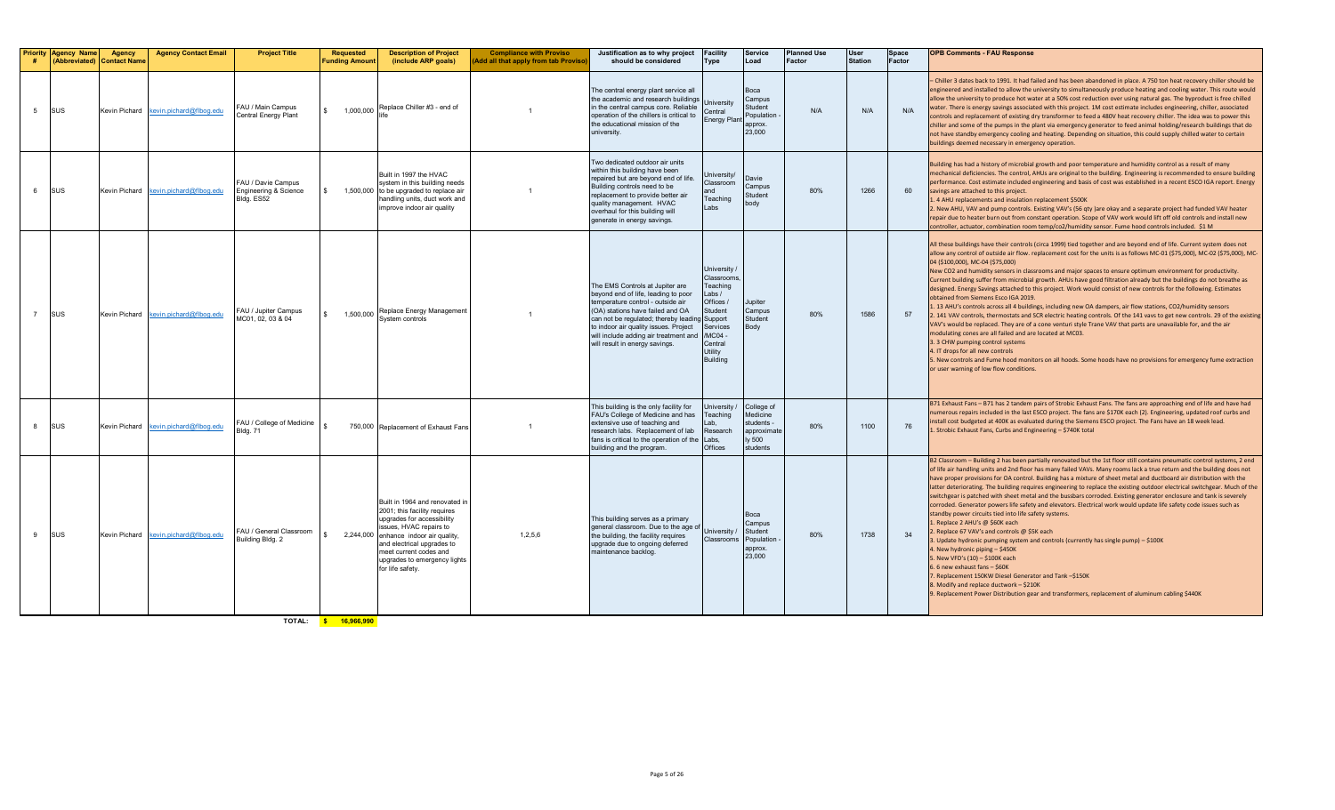| Priority # | Agency Name (Abbreviated) | Agency Contact Name | Agency Contact Email | Project Title | Requested Funding Amount | Description of Project (include ARP goals) | Compliance with Proviso (Add all that apply from tab Proviso) | Justification as to why project should be considered | Facility Type | Service Load | Planned Use Factor | User Station | Space Factor | OPB Comments - FAU Response |
|---|---|---|---|---|---|---|---|---|---|---|---|---|---|---|
| 5 | SUS | Kevin Pichard | kevin.pichard@fbog.edu | FAU / Main Campus Central Energy Plant | $ 1,000,000 | Replace Chiller #3 - end of life | 1 | The central energy plant service all the academic and research buildings in the central campus core. Reliable operation of the chillers is critical to the educational mission of the university. | University Central Energy Plant | Boca Campus Student Population - approx. 23,000 | N/A | N/A | N/A | – Chiller 3 dates back to 1991. It had failed and has been abandoned in place. A 750 ton heat recovery chiller should be engineered and installed to allow the university to simultaneously produce heating and cooling water. This route would allow the university to produce hot water at a 50% cost reduction over using natural gas. The byproduct is free chilled water. There is energy savings associated with this project. 1M cost estimate includes engineering, chiller, associated controls and replacement of existing dry transformer to feed a 480V heat recovery chiller. The idea was to power this chiller and some of the pumps in the plant via emergency generator to feed animal holding/research buildings that do not have standby emergency cooling and heating. Depending on situation, this could supply chilled water to certain buildings deemed necessary in emergency operation. |
| 6 | SUS | Kevin Pichard | kevin.pichard@fbog.edu | FAU / Davie Campus Engineering & Science Bldg. ES52 | $ 1,500,000 | Built in 1997 the HVAC system in this building needs to be upgraded to replace air handling units, duct work and improve indoor air quality | 1 | Two dedicated outdoor air units within this building have been repaired but are beyond end of life. Building controls need to be replacement to provide better air quality management. HVAC overhaul for this building will generate in energy savings. | University/ Classroom and Teaching Labs | Davie Campus Student body | 80% | 1266 | 60 | Building has had a history of microbial growth and poor temperature and humidity control as a result of many mechanical deficiencies. The control, AHUs are original to the building. Engineering is recommended to ensure building performance. Cost estimate included engineering and basis of cost was established in a recent ESCO IGA report. Energy savings are attached to this project.<br>1. 4 AHU replacements and insulation replacement $500K<br>2. New AHU, VAV and pump controls. Existing VAV's (56 qty )are okay and a separate project had funded VAV heater repair due to heater burn out from constant operation. Scope of VAV work would lift off old controls and install new controller, actuator, combination room temp/co2/humidity sensor. Fume hood controls included. $1 M |
| 7 | SUS | Kevin Pichard | kevin.pichard@fbog.edu | FAU / Jupiter Campus MC01, 02, 03 & 04 | $ 1,500,000 | Replace Energy Management System controls | 1 | The EMS Controls at Jupiter are beyond end of life, leading to poor temperature control - outside air (OA) stations have failed and OA can not be regulated; thereby leading to indoor air quality issues. Project will include adding air treatment and will result in energy savings. | University / Classrooms, Teaching Labs / Offices / Student Support Services /MC04 - Central Utility Building | Jupiter Campus Student Body | 80% | 1586 | 57 | All these buildings have their controls (circa 1999) tied together and are beyond end of life. Current system does not allow any control of outside air flow. replacement cost for the units is as follows MC-01 ($75,000), MC-02 ($75,000), MC-04 ($100,000), MC-04 ($75,000)<br>New CO2 and humidity sensors in classrooms and major spaces to ensure optimum environment for productivity. Current building suffer from microbial growth. AHUs have good filtration already but the buildings do not breathe as designed. Energy Savings attached to this project. Work would consist of new controls for the following. Estimates obtained from Siemens Esco IGA 2019.<br>1. 13 AHU's controls across all 4 buildings, including new OA dampers, air flow stations, CO2/humidity sensors<br>2. 141 VAV controls, thermostats and SCR electric heating controls. Of the 141 vavs to get new controls. 29 of the existing VAV's would be replaced. They are of a cone venturi style Trane VAV that parts are unavailable for, and the air modulating cones are all failed and are located at MC03.<br>3. 3 CHW pumping control systems<br>4. IT drops for all new controls<br>5. New controls and Fume hood monitors on all hoods. Some hoods have no provisions for emergency fume extraction or user warning of low flow conditions. |
| 8 | SUS | Kevin Pichard | kevin.pichard@fbog.edu | FAU / College of Medicine Bldg. 71 | $ 750,000 | Replacement of Exhaust Fans | 1 | This building is the only facility for FAU's College of Medicine and has extensive use of teaching and research labs. Replacement of lab fans is critical to the operation of the building and the program. | University / Teaching Lab, Research Labs, Offices | College of Medicine students - approximately 500 students | 80% | 1100 | 76 | B71 Exhaust Fans – B71 has 2 tandem pairs of Strobic Exhaust Fans. The fans are approaching end of life and have had numerous repairs included in the last ESCO project. The fans are $170K each (2). Engineering, updated roof curbs and install cost budgeted at 400K as evaluated during the Siemens ESCO project. The Fans have an 18 week lead.<br>1. Strobic Exhaust Fans, Curbs and Engineering – $740K total |
| 9 | SUS | Kevin Pichard | kevin.pichard@fbog.edu | FAU / General Classroom Building Bldg. 2 | $ 2,244,000 | Built in 1964 and renovated in 2001; this facility requires upgrades for accessibility issues, HVAC repairs to enhance indoor air quality, and electrical upgrades to meet current codes and upgrades to emergency lights for life safety. | 1,2,5,6 | This building serves as a primary general classroom. Due to the age of the building, the facility requires upgrade due to ongoing deferred maintenance backlog. | University / Classrooms | Boca Campus Student Population - approx. 23,000 | 80% | 1738 | 34 | B2 Classroom – Building 2 has been partially renovated but the 1st floor still contains pneumatic control systems, 2 end of life air handling units and 2nd floor has many failed VAVs. Many rooms lack a true return and the building does not have proper provisions for OA control. Building has a mixture of sheet metal and ductboard air distribution with the latter deteriorating. The building requires engineering to replace the existing outdoor electrical switchgear. Much of the switchgear is patched with sheet metal and the bussbars corroded. Existing generator enclosure and tank is severely corroded. Generator powers life safety and elevators. Electrical work would update life safety code issues such as standby power circuits tied into life safety systems.<br>1. Replace 2 AHU's @ $60K each<br>2. Replace 67 VAV's and controls @ $5K each<br>3. Update hydronic pumping system and controls (currently has single pump) – $100K<br>4. New hydronic piping – $450K<br>5. New VFD's (10) – $100K each<br>6. 6 new exhaust fans – $60K<br>7. Replacement 150KW Diesel Generator and Tank –$150K<br>8. Modify and replace ductwork – $210K<br>9. Replacement Power Distribution gear and transformers, replacement of aluminum cabling $440K |
| | | | | TOTAL: | $ 16,966,990 | | | | | | | | | |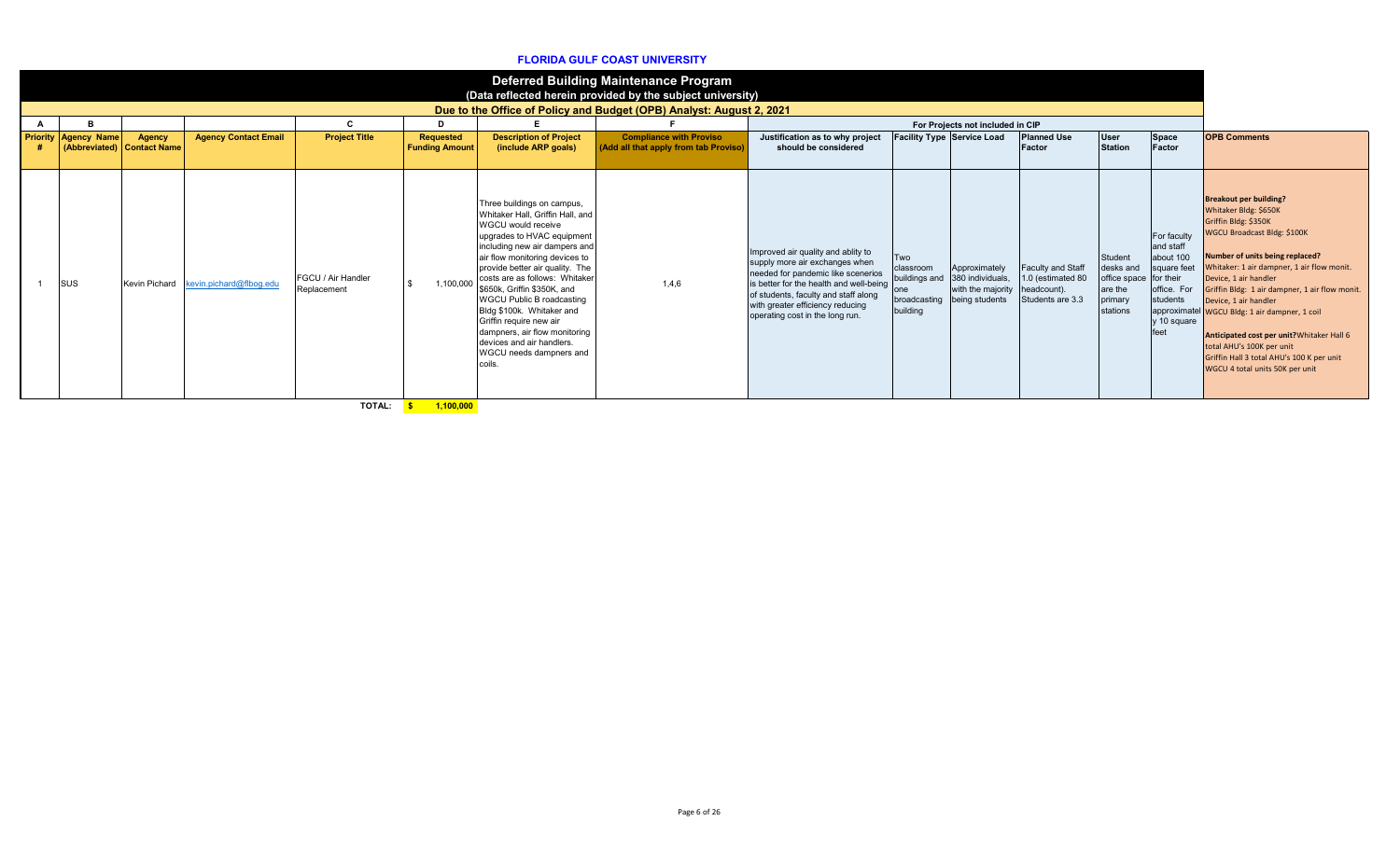# FLORIDA GULF COAST UNIVERSITY

## Deferred Building Maintenance Program

### (Data reflected herein provided by the subject university)

### Due to the Office of Policy and Budget (OPB) Analyst: August 2, 2021

| A | B | | | C | D | E | F | For Projects not included in CIP | | | | | | | |
|---|---|---|---|---|---|---|---|---|---|---|---|---|---|---|---|
| Priority # | Agency Name (Abbreviated) | Agency Contact Name | Agency Contact Email | Project Title | Requested Funding Amount | Description of Project (include ARP goals) | Compliance with Proviso (Add all that apply from tab Proviso) | Justification as to why project should be considered | Facility Type | Service Load | Planned Use Factor | User Station | Space Factor | OPB Comments |
| 1 | SUS | Kevin Pichard | kevin.pichard@flbog.edu | FGCU / Air Handler Replacement | $ 1,100,000 | Three buildings on campus, Whitaker Hall, Griffin Hall, and WGCU would receive upgrades to HVAC equipment including new air dampers and air flow monitoring devices to provide better air quality. The costs are as follows: Whitaker $650k, Griffin $350K, and WGCU Public B roadcasting Bldg $100k. Whitaker and Griffin require new air dampners, air flow monitoring devices and air handlers. WGCU needs dampners and coils. | 1,4,6 | Improved air quality and ablity to supply more air exchanges when needed for pandemic like scenerios is better for the health and well-being of students, faculty and staff along with greater efficiency reducing operating cost in the long run. | Two classroom buildings and one broadcasting building | Approximately 380 individuals, with the majority being students | Faculty and Staff 1.0 (estimated 80 headcount). Students are 3.3 | Student desks and office space are the primary stations | For faculty and staff about 100 square feet for their office. For students approximately 10 square feet | **Breakout per building?** Whitaker Bldg: $650K Griffin Bldg: $350K WGCU Broadcast Bldg: $100K **Number of units being replaced?** Whitaker: 1 air dampner, 1 air flow monit. Device, 1 air handler Griffin Bldg: 1 air dampner, 1 air flow monit. Device, 1 air handler WGCU Bldg: 1 air dampner, 1 coil **Anticipated cost per unit?** Whitaker Hall 6 total AHU's 100K per unit Griffin Hall 3 total AHU's 100 K per unit WGCU 4 total units 50K per unit |
| | | | | TOTAL: | $ 1,100,000 | | | | | | | | | |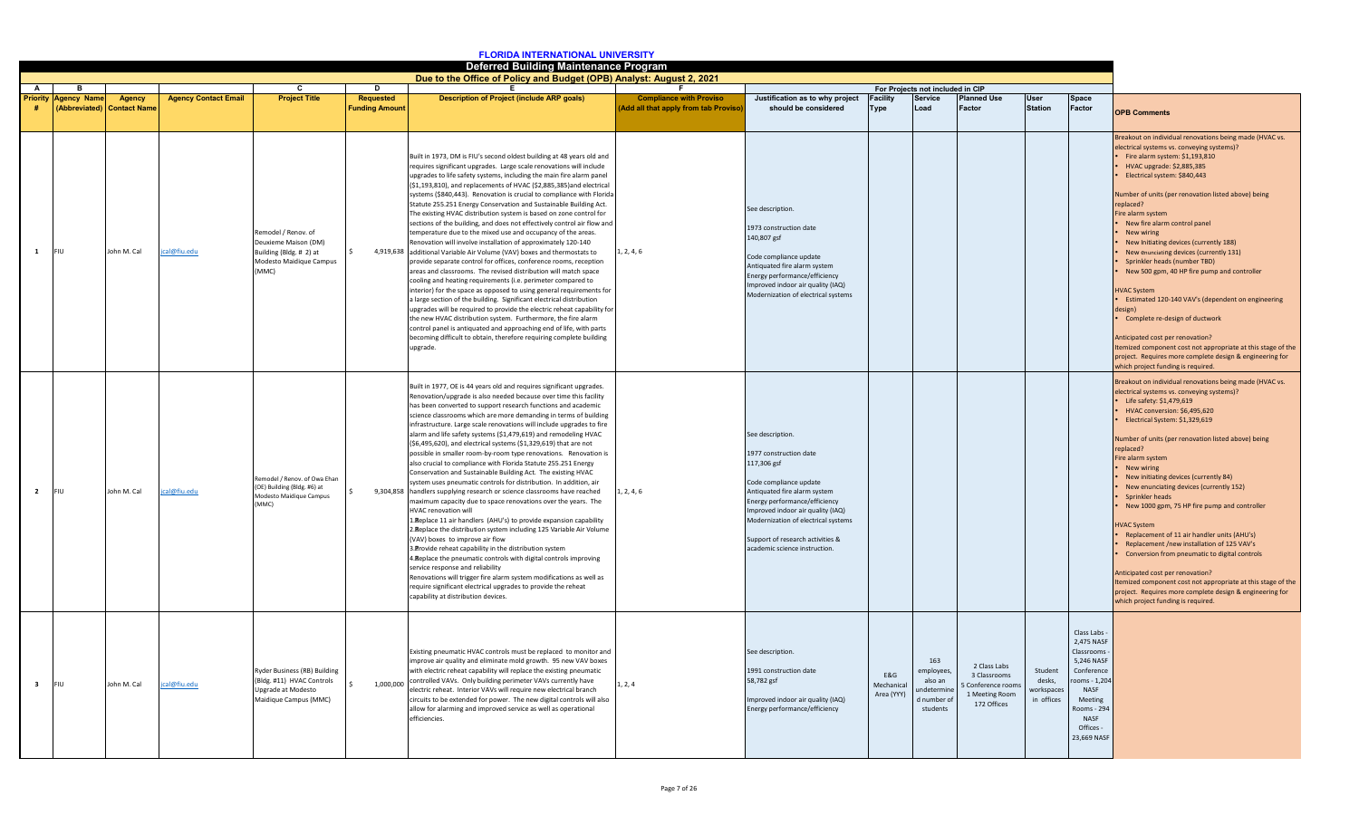# FLORIDA INTERNATIONAL UNIVERSITY

## Deferred Building Maintenance Program

### Due to the Office of Policy and Budget (OPB) Analyst: August 2, 2021

| A | B | | | C | D | E | F | | For Projects not included in CIP | | | | | |
|---|---|---|---|---|---|---|---|---|---|---|---|---|---|---|
| Priority # | Agency Name (Abbreviated) | Agency Contact Name | Agency Contact Email | Project Title | Requested Funding Amount | Description of Project (include ARP goals) | Compliance with Proviso (Add all that apply from tab Proviso) | Justification as to why project should be considered | Facility Type | Service Load | Planned Use Factor | User Station | Space Factor | OPB Comments |
| 1 | FIU | John M. Cal | jcal@fiu.edu | Remodel / Renov. of Deuxieme Maison (DM) Building (Bldg. # 2) at Modesto Maidique Campus (MMC) | $ 4,919,638 | Built in 1973, DM is FIU's second oldest building at 48 years old and requires significant upgrades. Large scale renovations will include upgrades to life safety systems, including the main fire alarm panel ($1,193,810), and replacements of HVAC ($2,885,385)and electrical systems ($840,443). Renovation is crucial to compliance with Florida Statute 255.251 Energy Conservation and Sustainable Building Act. The existing HVAC distribution system is based on zone control for sections of the building, and does not effectively control air flow and temperature due to the mixed use and occupancy of the areas. Renovation will involve installation of approximately 120-140 additional Variable Air Volume (VAV) boxes and thermostats to provide separate control for offices, conference rooms, reception areas and classrooms. The revised distribution will match space cooling and heating requirements (i.e. perimeter compared to interior) for the space as opposed to using general requirements for a large section of the building. Significant electrical distribution upgrades will be required to provide the electric reheat capability for the new HVAC distribution system. Furthermore, the fire alarm control panel is antiquated and approaching end of life, with parts becoming difficult to obtain, therefore requiring complete building upgrade. | 1, 2, 4, 6 | See description.<br><br>1973 construction date<br>140,807 gsf<br><br>Code compliance update<br>Antiquated fire alarm system<br>Energy performance/efficiency<br>Improved indoor air quality (IAQ)<br>Modernization of electrical systems | | | | | | Breakout on individual renovations being made (HVAC vs. electrical systems vs. conveying systems)?<br>• Fire alarm system: $1,193,810<br>• HVAC upgrade: $2,885,385<br>• Electrical system: $840,443<br><br>Number of units (per renovation listed above) being replaced?<br>Fire alarm system<br>• New fire alarm control panel<br>• New wiring<br>• New Initiating devices (currently 188)<br>• New enunciating devices (currently 131)<br>• Sprinkler heads (number TBD)<br>• New 500 gpm, 40 HP fire pump and controller<br><br>HVAC System<br>• Estimated 120-140 VAV's (dependent on engineering design)<br>• Complete re-design of ductwork<br><br>Anticipated cost per renovation?<br>Itemized component cost not appropriate at this stage of the project. Requires more complete design & engineering for which project funding is required. |
| 2 | FIU | John M. Cal | jcal@fiu.edu | Remodel / Renov. of Owa Ehan (OE) Building (Bldg. #6) at Modesto Maidique Campus (MMC) | $ 9,304,858 | Built in 1977, OE is 44 years old and requires significant upgrades. Renovation/upgrade is also needed because over time this facility has been converted to support research functions and academic science classrooms which are more demanding in terms of building infrastructure. Large scale renovations will include upgrades to fire alarm and life safety systems ($1,479,619) and remodeling HVAC ($6,495,620), and electrical systems ($1,329,619) that are not possible in smaller room-by-room type renovations. Renovation is also crucial to compliance with Florida Statute 255.251 Energy Conservation and Sustainable Building Act. The existing HVAC system uses pneumatic controls for distribution. In addition, air handlers supplying research or science classrooms have reached maximum capacity due to space renovations over the years. The HVAC renovation will<br>1.Replace 11 air handlers (AHU's) to provide expansion capability<br>2.Replace the distribution system including 125 Variable Air Volume (VAV) boxes to improve air flow<br>3.Provide reheat capability in the distribution system<br>4.Replace the pneumatic controls with digital controls improving service response and reliability<br>Renovations will trigger fire alarm system modifications as well as require significant electrical upgrades to provide the reheat capability at distribution devices. | 1, 2, 4, 6 | See description.<br><br>1977 construction date<br>117,306 gsf<br><br>Code compliance update<br>Antiquated fire alarm system<br>Energy performance/efficiency<br>Improved indoor air quality (IAQ)<br>Modernization of electrical systems<br><br>Support of research activities & academic science instruction. | | | | | | Breakout on individual renovations being made (HVAC vs. electrical systems vs. conveying systems)?<br>• Life safety: $1,479,619<br>• HVAC conversion: $6,495,620<br>• Electrical System: $1,329,619<br><br>Number of units (per renovation listed above) being replaced?<br>Fire alarm system<br>• New wiring<br>• New initiating devices (currently 84)<br>• New enunciating devices (currently 152)<br>• Sprinkler heads<br>• New 1000 gpm, 75 HP fire pump and controller<br><br>HVAC System<br>• Replacement of 11 air handler units (AHU's)<br>• Replacement /new installation of 125 VAV's<br>• Conversion from pneumatic to digital controls<br><br>Anticipated cost per renovation?<br>Itemized component cost not appropriate at this stage of the project. Requires more complete design & engineering for which project funding is required. |
| 3 | FIU | John M. Cal | jcal@fiu.edu | Ryder Business (RB) Building (Bldg. #11) HVAC Controls Upgrade at Modesto Maidique Campus (MMC) | $ 1,000,000 | Existing pneumatic HVAC controls must be replaced to monitor and improve air quality and eliminate mold growth. 95 new VAV boxes with electric reheat capability will replace the existing pneumatic controlled VAVs. Only building perimeter VAVs currently have electric reheat. Interior VAVs will require new electrical branch circuits to be extended for power. The new digital controls will also allow for alarming and improved service as well as operational efficiencies. | 1, 2, 4 | See description.<br><br>1991 construction date<br>58,782 gsf<br><br>Improved indoor air quality (IAQ)<br>Energy performance/efficiency | E&G Mechanical Area (YYY) | 163 employees, also an undetermined number of students | 2 Class Labs<br>3 Classrooms<br>5 Conference rooms<br>1 Meeting Room<br>172 Offices | Student desks, workspaces in offices | Class Labs - 2,475 NASF<br>Classrooms - 5,246 NASF<br>Conference rooms - 1,204 NASF<br>Meeting Rooms - 294 NASF<br>Offices - 23,669 NASF | |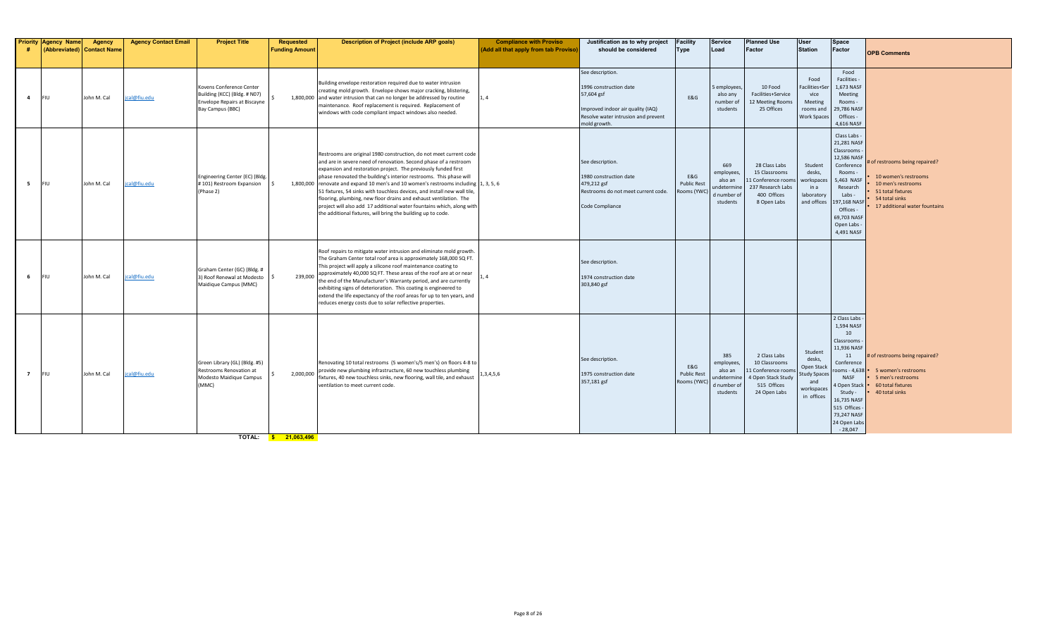| Priority # | Agency Name (Abbreviated) | Agency Contact Name | Agency Contact Email | Project Title | Requested Funding Amount | Description of Project (include ARP goals) | Compliance with Proviso (Add all that apply from tab Proviso) | Justification as to why project should be considered | Facility Type | Service Load | Planned Use Factor | User Station | Space Factor | OPB Comments |
|---|---|---|---|---|---|---|---|---|---|---|---|---|---|---|
| 4 | FIU | John M. Cal | jcal@fiu.edu | Kovens Conference Center Building (KCC) (Bldg. # N07) Envelope Repairs at Biscayne Bay Campus (BBC) | $ 1,800,000 | Building envelope restoration required due to water intrusion creating mold growth. Envelope shows major cracking, blistering, and water intrusion that can no longer be addressed by routine maintenance. Roof replacement is required. Replacement of windows with code compliant impact windows also needed. | 1, 4 | See description.<br>1996 construction date<br>57,604 gsf<br>Improved indoor air quality (IAQ)<br>Resolve water intrusion and prevent mold growth. | E&G | 5 employees, also any number of students | 10 Food Facilities+Service<br>12 Meeting Rooms<br>25 Offices | Food Facilities+Service<br>Meeting rooms and Work Spaces | Food Facilities - 1,673 NASF<br>Meeting Rooms - 29,786 NASF<br>Offices - 4,616 NASF | |
| 5 | FIU | John M. Cal | jcal@fiu.edu | Engineering Center (EC) (Bldg. # 101) Restroom Expansion (Phase 2) | $ 1,800,000 | Restrooms are original 1980 construction, do not meet current code and are in severe need of renovation. Second phase of a restroom expansion and restoration project. The previously funded first phase renovated the building's interior restrooms. This phase will renovate and expand 10 men's and 10 women's restrooms including 51 fixtures, 54 sinks with touchless devices, and install new wall tile, flooring, plumbing, new floor drains and exhaust ventilation. The project will also add 17 additional water fountains which, along with the additional fixtures, will bring the building up to code. | 1, 3, 5, 6 | See description.<br>1980 construction date<br>479,212 gsf<br>Restrooms do not meet current code.<br>Code Compliance | E&G Public Rest Rooms (YWC) | 669 employees, also an undetermined number of students | 28 Class Labs<br>15 Classrooms<br>11 Conference rooms<br>237 Research Labs<br>400 Offices<br>8 Open Labs | Student desks, workspaces in a laboratory and offices | Class Labs - 21,281 NASF<br>Classrooms - 12,586 NASF<br>Conference Rooms - 5,463 NASF<br>Research Labs - 197,168 NASF<br>Offices - 69,703 NASF<br>Open Labs - 4,491 NASF | # of restrooms being repaired?<br>• 10 women's restrooms<br>• 10 men's restrooms<br>• 51 total fixtures<br>• 54 total sinks<br>• 17 additional water fountains |
| 6 | FIU | John M. Cal | jcal@fiu.edu | Graham Center (GC) (Bldg. # 3) Roof Renewal at Modesto Maidique Campus (MMC) | $ 239,000 | Roof repairs to mitigate water intrusion and eliminate mold growth. The Graham Center total roof area is approximately 168,000 SQ FT. This project will apply a silicone roof maintenance coating to approximately 40,000 SQ FT. These areas of the roof are at or near the end of the Manufacturer's Warranty period, and are currently exhibiting signs of deterioration. This coating is engineered to extend the life expectancy of the roof areas for up to ten years, and reduces energy costs due to solar reflective properties. | 1, 4 | See description.<br>1974 construction date<br>303,840 gsf | | | | | | |
| 7 | FIU | John M. Cal | jcal@fiu.edu | Green Library (GL) (Bldg. #5) Restrooms Renovation at Modesto Maidique Campus (MMC) | $ 2,000,000 | Renovating 10 total restrooms (5 women's/5 men's) on floors 4-8 to provide new plumbing infrastructure, 60 new touchless plumbing fixtures, 40 new touchless sinks, new flooring, wall tile, and exhaust ventilation to meet current code. | 1,3,4,5,6 | See description.<br>1975 construction date<br>357,181 gsf | E&G Public Rest Rooms (YWC) | 385 employees, also an undetermined number of students | 2 Class Labs<br>10 Classrooms<br>11 Conference rooms<br>4 Open Stack Study<br>515 Offices<br>24 Open Labs | Student desks, Open Stack Study Spaces and workspaces in offices | 2 Class Labs - 1,594 NASF<br>10 Classrooms - 11,936 NASF<br>11 Conference rooms - 4,638 NASF<br>4 Open Stack Study - 16,735 NASF<br>515 Offices - 73,247 NASF<br>24 Open Labs - 28,047 | # of restrooms being repaired?<br>• 5 women's restrooms<br>• 5 men's restrooms<br>• 60 total fixtures<br>• 40 total sinks |
| | | | | TOTAL: | $ 21,063,496 | | | | | | | | | |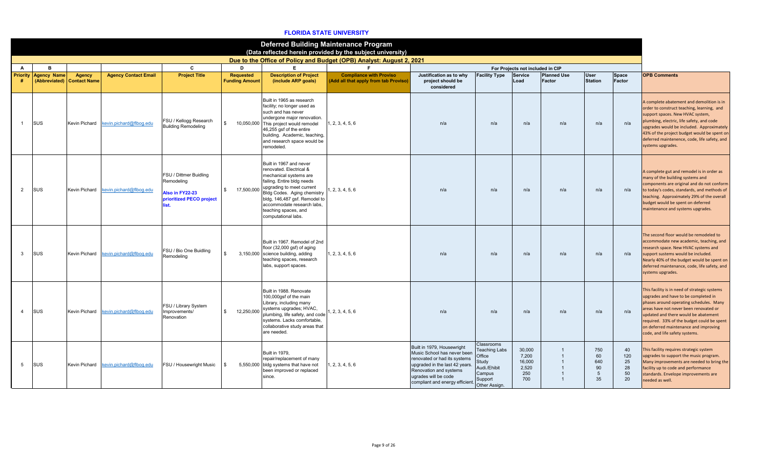# FLORIDA STATE UNIVERSITY

## Deferred Building Maintenance Program

(Data reflected herein provided by the subject university)

**Due to the Office of Policy and Budget (OPB) Analyst: August 2, 2021**

| A | B | | | C | D | E | F | For Projects not included in CIP | | | | | | |
|---|---|---|---|---|---|---|---|---|---|---|---|---|---|---|
| Priority # | Agency Name (Abbreviated) | Agency Contact Name | Agency Contact Email | Project Title | Requested Funding Amount | Description of Project (include ARP goals) | Compliance with Proviso (Add all that apply from tab Proviso) | Justification as to why project should be considered | Facility Type | Service Load | Planned Use Factor | User Station | Space Factor | OPB Comments |
| 1 | SUS | Kevin Pichard | kevin.pichard@flbog.edu | FSU / Kellogg Research Building Remodeling | $ 10,050,000 | Built in 1965 as research facility; no longer used as such and has never undergone major renovation. This project would remodel 46,255 gsf of the entire building. Academic, teaching, and research space would be remodeled. | 1, 2, 3, 4, 5, 6 | n/a | n/a | n/a | n/a | n/a | n/a | A complete abatement and demolition is in order to construct teaching, learning, and support spaces. New HVAC system, plumbing, electric, life safety, and code upgrades would be included. Approximately 43% of the project budget would be spent on deferred maintenence, code, life safety, and systems upgrades. |
| 2 | SUS | Kevin Pichard | kevin.pichard@flbog.edu | FSU / Dittmer Buidling Remodeling **Also in FY22-23 prioritized PECO project list.** | $ 17,500,000 | Built in 1967 and never renovated. Electrical & mechanical systems are failing. Entire bldg needs upgrading to meet current Bldg Codes. Aging chemistry bldg, 146,487 gsf. Remodel to accommodate research labs, teaching spaces, and computational labs. | 1, 2, 3, 4, 5, 6 | n/a | n/a | n/a | n/a | n/a | n/a | A complete gut and remodel is in order as many of the building systems and components are original and do not conform to today's codes, standards, and methods of teaching. Approximately 29% of the overall budget would be spent on deferred maintenance and systems upgrades. |
| 3 | SUS | Kevin Pichard | kevin.pichard@flbog.edu | FSU / Bio One Buidling Remodeling | $ 3,150,000 | Built in 1967. Remodel of 2nd floor (32,000 gsf) of aging science building, adding teaching spaces, research labs, support spaces. | 1, 2, 3, 4, 5, 6 | n/a | n/a | n/a | n/a | n/a | n/a | The second floor would be remodeled to accommodate new academic, teaching, and research space. New HVAC systems and support sustems would be included. Nearly 40% of the budget would be spent on deferred maintenance, code, life safety, and systems upgrades. |
| 4 | SUS | Kevin Pichard | kevin.pichard@flbog.edu | FSU / Library System Improvements/ Renovation | $ 12,250,000 | Built in 1988. Renovate 100,000gsf of the main Library, including many systems upgrades; HVAC, plumbing, life safety, and code systems. Lacks comfortable, collaborative study areas that are needed. | 1, 2, 3, 4, 5, 6 | n/a | n/a | n/a | n/a | n/a | n/a | This facility is in need of strategic systems upgrades and have to be completed in phases around operating schedules. Many areas have not never been renovated or updated and there would be abatement required. 33% of the budget could be spent on deferred maintenance and improving code, and life safety systems. |
| 5 | SUS | Kevin Pichard | kevin.pichard@flbog.edu | FSU / Housewright Music | $ 5,550,000 | Built in 1979, repair/replacement of many bldg systems that have not been improved or replaced since. | 1, 2, 3, 4, 5, 6 | Built in 1979, Housewright Music School has never been renovated or had its systems upgraded in the last 42 years. Renovation and systems ugrades will be code compliant and energy efficient. | Classrooms<br>Teaching Labs<br>Office<br>Study<br>Audi./Ehibit<br>Campus<br>Support<br>Other Assign. | 30,000<br>7,200<br>16,000<br>2,520<br>250<br>700 | 1<br>1<br>1<br>1<br>1<br>1 | 750<br>60<br>640<br>90<br>5<br>35 | 40<br>120<br>25<br>28<br>50<br>20 | This facility requires strategic system upgrades to support the music program. Many improvements are needed to bring the facility up to code and performance standards. Envelope improvements are needed as well. |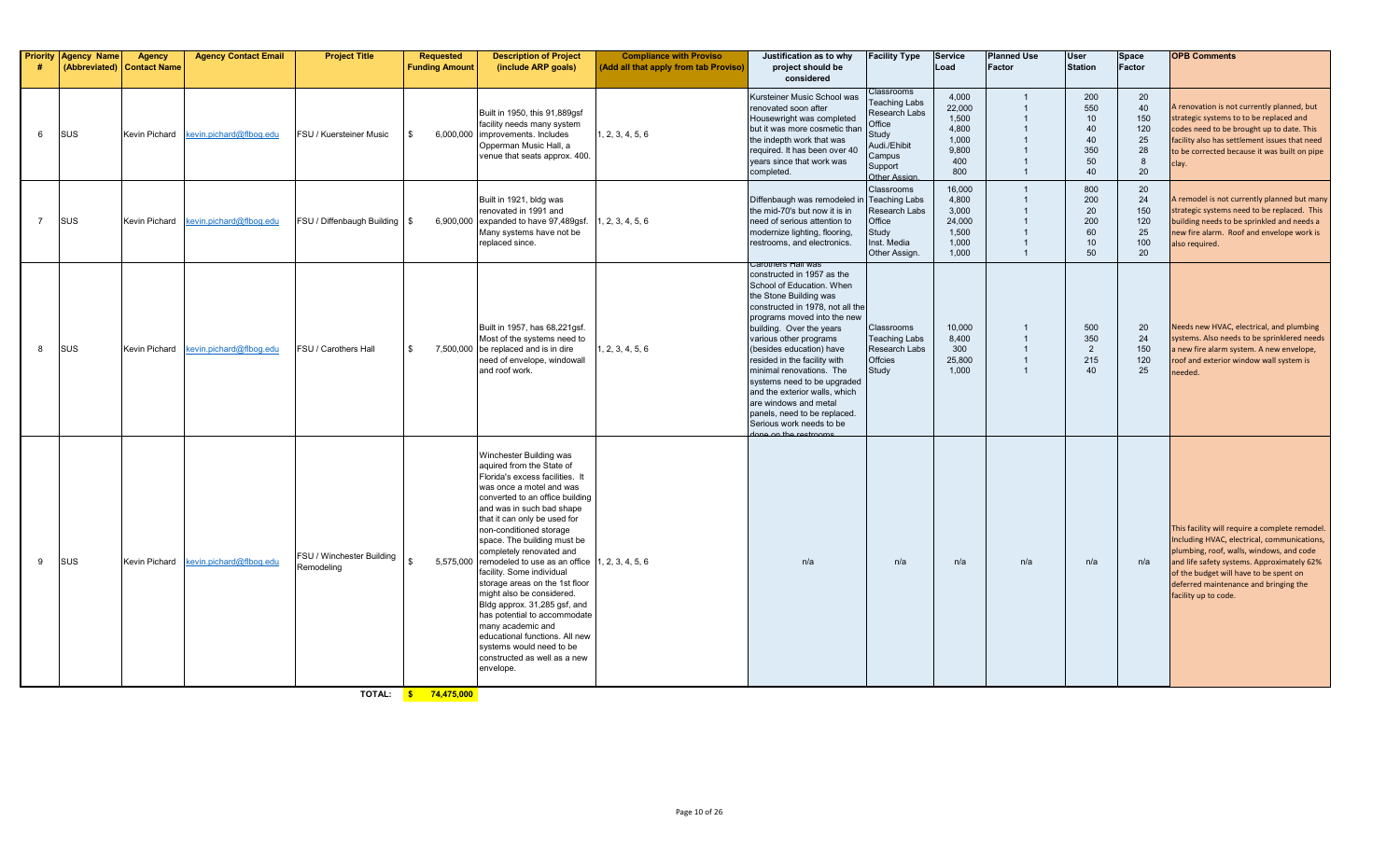| Priority # | Agency Name (Abbreviated) | Agency Contact Name | Agency Contact Email | Project Title | Requested Funding Amount | Description of Project (include ARP goals) | Compliance with Proviso (Add all that apply from tab Proviso) | Justification as to why project should be considered | Facility Type | Service Load | Planned Use Factor | User Station | Space Factor | OPB Comments |
|---|---|---|---|---|---|---|---|---|---|---|---|---|---|---|
| 6 | SUS | Kevin Pichard | kevin.pichard@flbog.edu | FSU / Kuersteiner Music | $ 6,000,000 | Built in 1950, this 91,889gsf facility needs many system improvements. Includes Opperman Music Hall, a venue that seats approx. 400. | 1, 2, 3, 4, 5, 6 | Kursteiner Music School was renovated soon after Housewright was completed but it was more cosmetic than the indepth work that was required. It has been over 40 years since that work was completed. | Classrooms<br>Teaching Labs<br>Research Labs<br>Office<br>Study<br>Audi./Ehibit<br>Campus<br>Support<br>Other Assign. | 4,000<br>22,000<br>1,500<br>4,800<br>1,000<br>9,800<br>400<br>800 | 1<br>1<br>1<br>1<br>1<br>1<br>1<br>1 | 200<br>550<br>10<br>40<br>40<br>350<br>50<br>40 | 20<br>40<br>150<br>120<br>25<br>28<br>8<br>20 | A renovation is not currently planned, but strategic systems to to be replaced and codes need to be brought up to date. This facility also has settlement issues that need to be corrected because it was built on pipe clay. |
| 7 | SUS | Kevin Pichard | kevin.pichard@flbog.edu | FSU / Diffenbaugh Building | $ 6,900,000 | Built in 1921, bldg was renovated in 1991 and expanded to have 97,489gsf. Many systems have not be replaced since. | 1, 2, 3, 4, 5, 6 | Diffenbaugh was remodeled in the mid-70's but now it is in need of serious attention to modernize lighting, flooring, restrooms, and electronics. | Classrooms<br>Teaching Labs<br>Research Labs<br>Office<br>Study<br>Inst. Media<br>Other Assign. | 16,000<br>4,800<br>3,000<br>24,000<br>1,500<br>1,000<br>1,000 | 1<br>1<br>1<br>1<br>1<br>1<br>1 | 800<br>200<br>20<br>200<br>60<br>10<br>50 | 20<br>24<br>150<br>120<br>25<br>100<br>20 | A remodel is not currently planned but many strategic systems need to be replaced. This building needs to be sprinkled and needs a new fire alarm. Roof and envelope work is also required. |
| 8 | SUS | Kevin Pichard | kevin.pichard@flbog.edu | FSU / Carothers Hall | $ 7,500,000 | Built in 1957, has 68,221gsf. Most of the systems need to be replaced and is in dire need of envelope, windowall and roof work. | 1, 2, 3, 4, 5, 6 | Carothers Hall was constructed in 1957 as the School of Education. When the Stone Building was constructed in 1978, not all the programs moved into the new building. Over the years various other programs (besides education) have resided in the facility with minimal renovations. The systems need to be upgraded and the exterior walls, which are windows and metal panels, need to be replaced. Serious work needs to be done on the restrooms. | Classrooms<br>Teaching Labs<br>Research Labs<br>Offcies<br>Study | 10,000<br>8,400<br>300<br>25,800<br>1,000 | 1<br>1<br>1<br>1<br>1 | 500<br>350<br>2<br>215<br>40 | 20<br>24<br>150<br>120<br>25 | Needs new HVAC, electrical, and plumbing systems. Also needs to be sprinklered needs a new fire alarm system. A new envelope, roof and exterior window wall system is needed. |
| 9 | SUS | Kevin Pichard | kevin.pichard@flbog.edu | FSU / Winchester Building Remodeling | $ 5,575,000 | Winchester Building was aquired from the State of Florida's excess facilities. It was once a motel and was converted to an office building and was in such bad shape that it can only be used for non-conditioned storage space. The building must be completely renovated and remodeled to use as an office facility. Some individual storage areas on the 1st floor might also be considered. Bldg approx. 31,285 gsf, and has potential to accommodate many academic and educational functions. All new systems would need to be constructed as well as a new envelope. | 1, 2, 3, 4, 5, 6 | n/a | n/a | n/a | n/a | n/a | n/a | This facility will require a complete remodel. Including HVAC, electrical, communications, plumbing, roof, walls, windows, and code and life safety systems. Approximately 62% of the budget will have to be spent on deferred maintenance and bringing the facility up to code. |
| | | | | **TOTAL:** | **$ 74,475,000** | | | | | | | | | |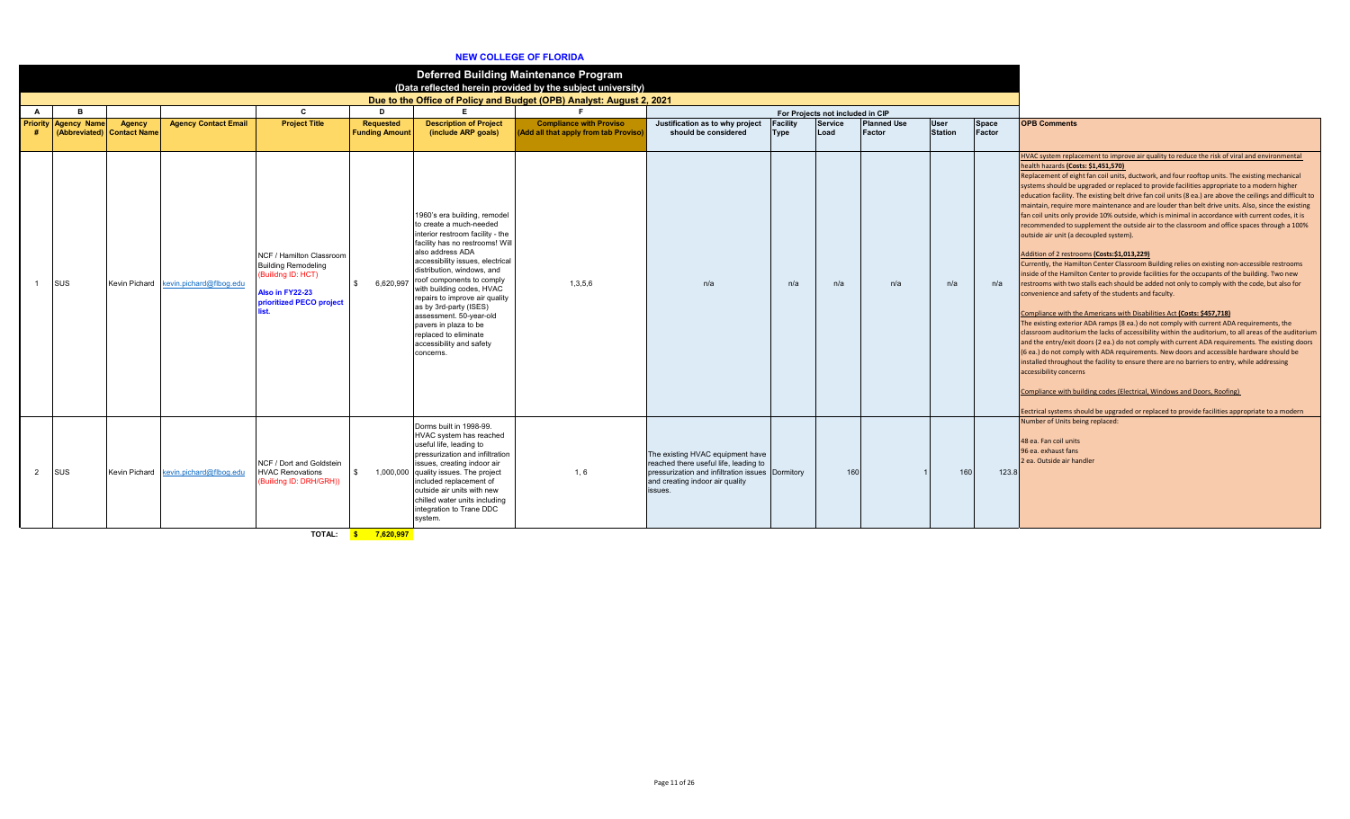**NEW COLLEGE OF FLORIDA**

## Deferred Building Maintenance Program

(Data reflected herein provided by the subject university)

Due to the Office of Policy and Budget (OPB) Analyst: August 2, 2021

| A | B | | | C | D | E | F | | For Projects not included in CIP | | | | | |
|---|---|---|---|---|---|---|---|---|---|---|---|---|---|---|
| Priority # | Agency Name (Abbreviated) | Agency Contact Name | Agency Contact Email | Project Title | Requested Funding Amount | Description of Project (include ARP goals) | Compliance with Proviso (Add all that apply from tab Proviso) | Justification as to why project should be considered | Facility Type | Service Load | Planned Use Factor | User Station | Space Factor | OPB Comments |
| 1 | SUS | Kevin Pichard | kevin.pichard@flbog.edu | NCF / Hamilton Classroom Building Remodeling (Buildng ID: HCT) **Also in FY22-23 prioritized PECO project list.** | $ 6,620,997 | 1960's era building, remodel to create a much-needed interior restroom facility - the facility has no restrooms! Will also address ADA accessibility issues, electrical distribution, windows, and roof components to comply with building codes, HVAC repairs to improve air quality as by 3rd-party (ISES) assessment. 50-year-old pavers in plaza to be replaced to eliminate accessibility and safety concerns. | 1,3,5,6 | n/a | n/a | n/a | n/a | n/a | n/a | HVAC system replacement to improve air quality to reduce the risk of viral and environmental health hazards **(Costs: $1,451,570)**<br>Replacement of eight fan coil units, ductwork, and four rooftop units. The existing mechanical systems should be upgraded or replaced to provide facilities appropriate to a modern higher education facility. The existing belt drive fan coil units (8 ea.) are above the ceilings and difficult to maintain, require more maintenance and are louder than belt drive units. Also, since the existing fan coil units only provide 10% outside, which is minimal in accordance with current codes, it is recommended to supplement the outside air to the classroom and office spaces through a 100% outside air unit (a decoupled system).<br><br>Addition of 2 restrooms **(Costs:$1,013,229)**<br>Currently, the Hamilton Center Classroom Building relies on existing non-accessible restrooms inside of the Hamilton Center to provide facilities for the occupants of the building. Two new restrooms with two stalls each should be added not only to comply with the code, but also for convenience and safety of the students and faculty.<br><br>Compliance with the Americans with Disabilities Act **(Costs: $457,718)**<br>The existing exterior ADA ramps (8 ea.) do not comply with current ADA requirements, the classroom auditorium the lacks of accessibility within the auditorium, to all areas of the auditorium and the entry/exit doors (2 ea.) do not comply with current ADA requirements. The existing doors (6 ea.) do not comply with ADA requirements. New doors and accessible hardware should be installed throughout the facility to ensure there are no barriers to entry, while addressing accessibility concerns<br><br>Compliance with building codes (Electrical, Windows and Doors, Roofing)<br><br>Ectrical systems should be upgraded or replaced to provide facilities appropriate to a modern |
| 2 | SUS | Kevin Pichard | kevin.pichard@flbog.edu | NCF / Dort and Goldstein HVAC Renovations (Buildng ID: DRH/GRH)) | $ 1,000,000 | Dorms built in 1998-99. HVAC system has reached useful life, leading to pressurization and infiltration issues, creating indoor air quality issues. The project included replacement of outside air units with new chilled water units including integration to Trane DDC system. | 1, 6 | The existing HVAC equipment have reached there useful life, leading to pressurization and infiltration issues and creating indoor air quality issues. | Dormitory | 160 | 1 | 160 | 123.8 | Number of Units being replaced:<br><br>48 ea. Fan coil units<br>96 ea. exhaust fans<br>2 ea. Outside air handler |
| | | | | TOTAL: | $ 7,620,997 | | | | | | | | | |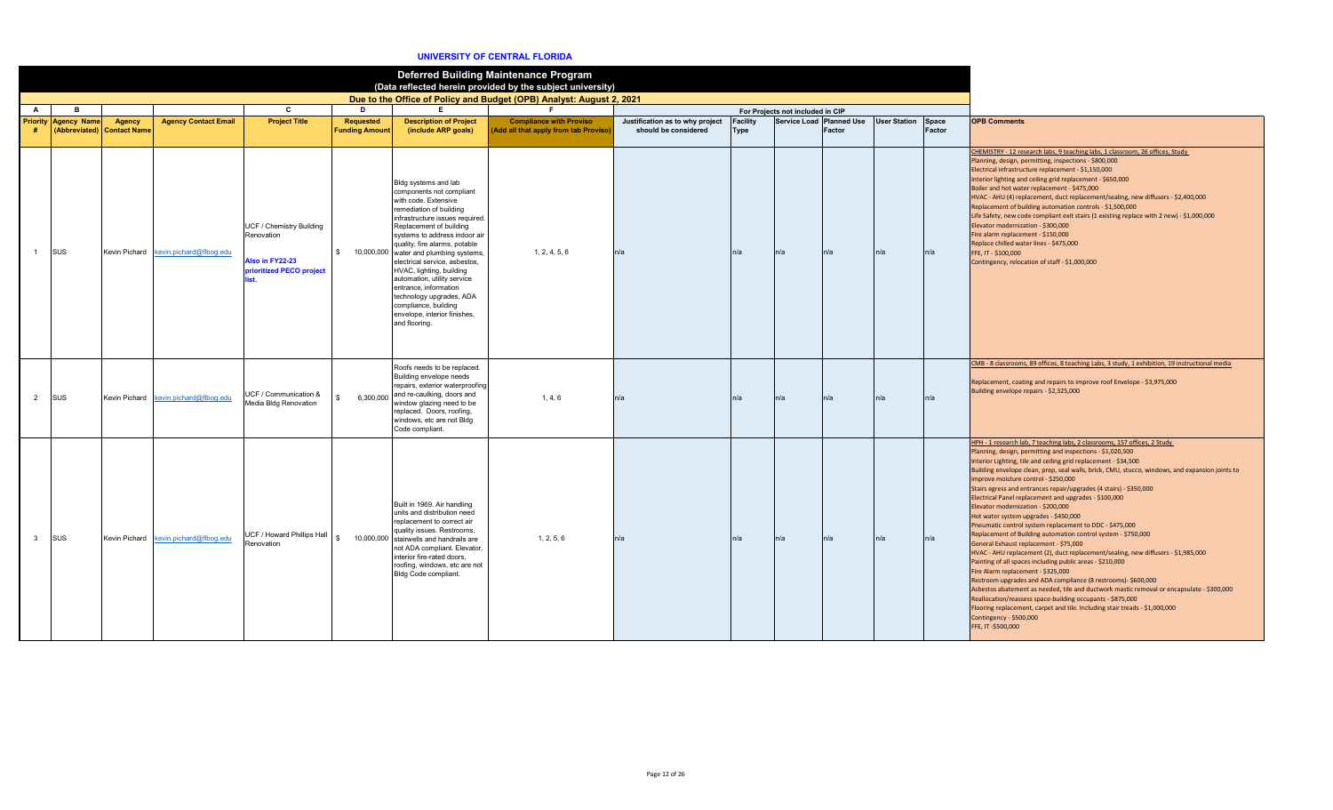**UNIVERSITY OF CENTRAL FLORIDA**

**Deferred Building Maintenance Program**
**(Data reflected herein provided by the subject university)**
**Due to the Office of Policy and Budget (OPB) Analyst: August 2, 2021**

| A | B | | | C | D | E | F | | For Projects not included in CIP | | | | | |
|---|---|---|---|---|---|---|---|---|---|---|---|---|---|---|
| Priority # | Agency Name (Abbreviated) | Agency Contact Name | Agency Contact Email | Project Title | Requested Funding Amount | Description of Project (include ARP goals) | Compliance with Proviso (Add all that apply from tab Proviso) | Justification as to why project should be considered | Facility Type | Service Load | Planned Use Factor | User Station | Space Factor | OPB Comments |
| 1 | SUS | Kevin Pichard | kevin.pichard@flbog.edu | UCF / Chemistry Building Renovation<br><br>**Also in FY22-23 prioritized PECO project list.** | $ 10,000,000 | Bldg systems and lab components not compliant with code. Extensive remediation of building infrastructure issues required. Replacement of building systems to address indoor air quality, fire alarms, potable water and plumbing systems, electrical service, asbestos, HVAC, lighting, building automation, utility service entrance, information technology upgrades, ADA compliance, building envelope, interior finishes, and flooring. | 1, 2, 4, 5, 6 | n/a | n/a | n/a | n/a | n/a | n/a | CHEMISTRY - 12 research labs, 9 teaching labs, 1 classroom, 26 offices, Study<br>Planning, design, permitting, inspections - $800,000<br>Electrical infrastructure replacement - $1,150,000<br>Interior lighting and ceiling grid replacement - $650,000<br>Boiler and hot water replacement - $475,000<br>HVAC - AHU (4) replacement, duct replacement/sealing, new diffusers - $2,400,000<br>Replacement of building automation controls - $1,500,000<br>Life Safety, new code compliant exit stairs (1 existing replace with 2 new) - $1,000,000<br>Elevator modernization - $300,000<br>Fire alarm replacement - $150,000<br>Replace chilled water lines - $475,000<br>FFE, IT - $100,000<br>Contingency, relocation of staff - $1,000,000 |
| 2 | SUS | Kevin Pichard | kevin.pichard@flbog.edu | UCF / Communication & Media Bldg Renovation | $ 6,300,000 | Roofs needs to be replaced. Building envelope needs repairs, exterior waterproofing and re-caulking, doors and window glazing need to be replaced. Doors, roofing, windows, etc are not Bldg Code compliant. | 1, 4, 6 | n/a | n/a | n/a | n/a | n/a | n/a | CMB - 8 classrooms, 89 offices, 8 teaching Labs, 3 study, 1 exhibition, 19 instructional media<br><br>Replacement, coating and repairs to improve roof Envelope - $3,975,000<br>Building envelope repairs - $2,325,000 |
| 3 | SUS | Kevin Pichard | kevin.pichard@flbog.edu | UCF / Howard Phillips Hall Renovation | $ 10,000,000 | Built in 1969. Air handling units and distribution need replacement to correct air quality issues. Restrooms, stairwells and handrails are not ADA compliant. Elevator, interior fire-rated doors, roofing, windows, etc are not Bldg Code compliant. | 1, 2, 5, 6 | n/a | n/a | n/a | n/a | n/a | n/a | HPH - 1 research lab, 7 teaching labs, 2 classrooms, 157 offices, 2 Study<br>Planning, design, permitting and inspections - $1,020,500<br>Interior Lighting, tile and ceiling grid replacement - $34,500<br>Building envelope clean, prep, seal walls, brick, CMU, stucco, windows, and expansion joints to improve moisture control - $250,000<br>Stairs egress and entrances repair/upgrades (4 stairs) - $350,000<br>Electrical Panel replacement and upgrades - $100,000<br>Elevator modernization - $200,000<br>Hot water system upgrades - $450,000<br>Pneumatic control system replacement to DDC - $475,000<br>Replacement of Building automation control system - $750,000<br>General Exhaust replacement - $75,000<br>HVAC - AHU replacement (2), duct replacement/sealing, new diffusers - $1,985,000<br>Painting of all spaces including public areas - $210,000<br>Fire Alarm replacement - $325,000<br>Restroom upgrades and ADA compliance (8 restrooms)- $600,000<br>Asbestos abatement as needed, tile and ductwork mastic removal or encapsulate - $300,000<br>Reallocation/reassess space-building occupants - $875,000<br>Flooring replacement, carpet and tile. Including stair treads - $1,000,000<br>Contingency - $500,000<br>FFE, IT -$500,000 |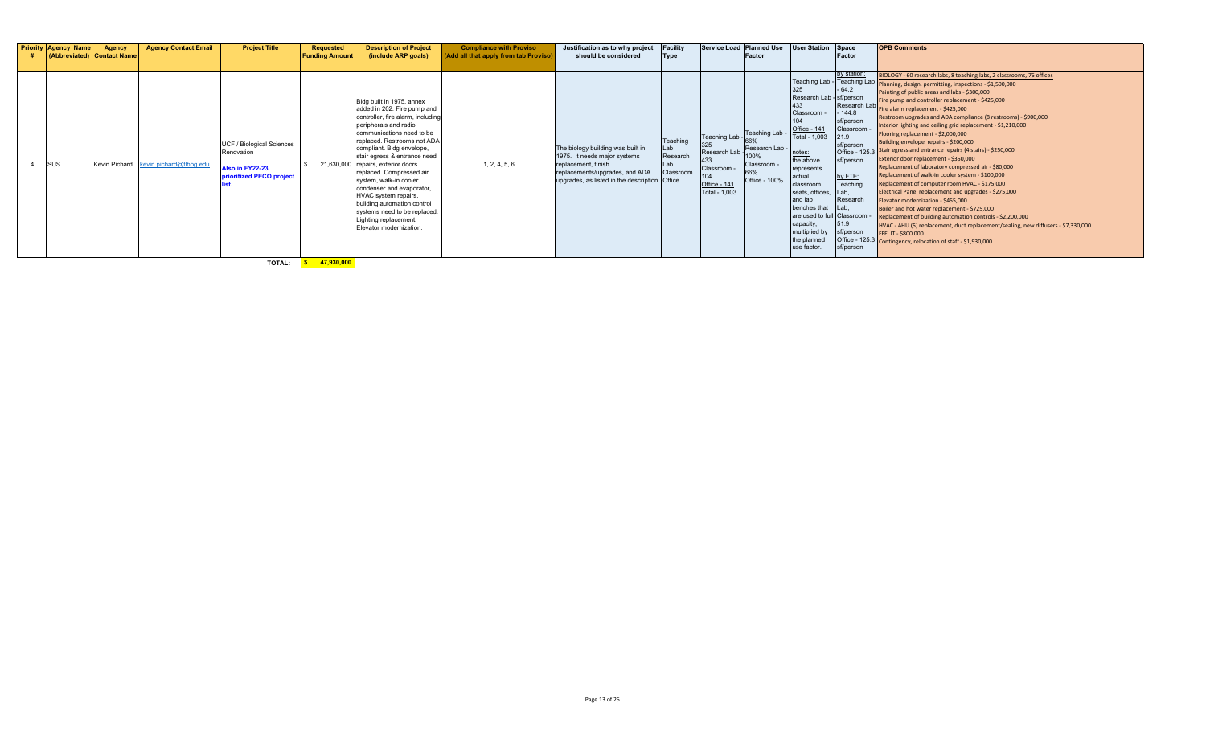| Priority # | Agency Name (Abbreviated) | Agency Contact Name | Agency Contact Email | Project Title | Requested Funding Amount | Description of Project (include ARP goals) | Compliance with Proviso (Add all that apply from tab Proviso) | Justification as to why project should be considered | Facility Type | Service Load | Planned Use Factor | User Station | Space Factor | OPB Comments |
|---|---|---|---|---|---|---|---|---|---|---|---|---|---|---|
| 4 | SUS | Kevin Pichard | kevin.pichard@flbog.edu | UCF / Biological Sciences Renovation<br><br>**Also in FY22-23 prioritized PECO project list.** | $ 21,630,000 | Bldg built in 1975, annex added in 202. Fire pump and controller, fire alarm, including peripherals and radio communications need to be replaced. Restrooms not ADA compliant. Bldg envelope, stair egress & entrance need repairs, exterior doors replaced. Compressed air system, walk-in cooler condenser and evaporator, HVAC system repairs, building automation control systems need to be replaced. Lighting replacement. Elevator modernization. | 1, 2, 4, 5, 6 | The biology building was built in 1975. It needs major systems replacement, finish replacements/upgrades, and ADA upgrades, as listed in the description. | Teaching Lab<br>Research Lab<br>Classroom<br>Office | Teaching Lab - 325<br>Research Lab - 433<br>Classroom - 104<br>Office - 141<br>Total - 1,003 | Teaching Lab - 66%<br>Research Lab - 100%<br>Classroom - 66%<br>Office - 100% | Teaching Lab - 325<br>Research Lab - 433<br>Classroom - 104<br>Office - 141<br>Total - 1,003<br><br>notes:<br>the above represents actual classroom seats, offices, and lab benches that are used to full capacity, multiplied by the planned use factor. | by station:<br>Teaching Lab - 64.2 sf/person<br>Research Lab - 144.8 sf/person<br>Classroom - 21.9 sf/person<br>Office - 125.3 sf/person<br><br>by FTE:<br>Teaching Lab, Research Lab, Classroom - 51.9 sf/person<br>Office - 125.3 sf/person | BIOLOGY - 60 research labs, 8 teaching labs, 2 classrooms, 76 offices<br>Planning, design, permitting, inspections - $1,500,000<br>Painting of public areas and labs - $300,000<br>Fire pump and controller replacement - $425,000<br>Fire alarm replacement - $425,000<br>Restroom upgrades and ADA compliance (8 restrooms) - $900,000<br>Interior lighting and ceiling grid replacement - $1,210,000<br>Flooring replacement - $2,000,000<br>Building envelope repairs - $200,000<br>Stair egress and entrance repairs (4 stairs) - $250,000<br>Exterior door replacement - $350,000<br>Replacement of laboratory compressed air - $80,000<br>Replacement of walk-in cooler system - $100,000<br>Replacement of computer room HVAC - $175,000<br>Electrical Panel replacement and upgrades - $275,000<br>Elevator modernization - $455,000<br>Boiler and hot water replacement - $725,000<br>Replacement of building automation controls - $2,200,000<br>HVAC - AHU (5) replacement, duct replacement/sealing, new diffusers - $7,330,000<br>FFE, IT - $800,000<br>Contingency, relocation of staff - $1,930,000 |
| | | | | **TOTAL:** | $ 47,930,000 | | | | | | | | | |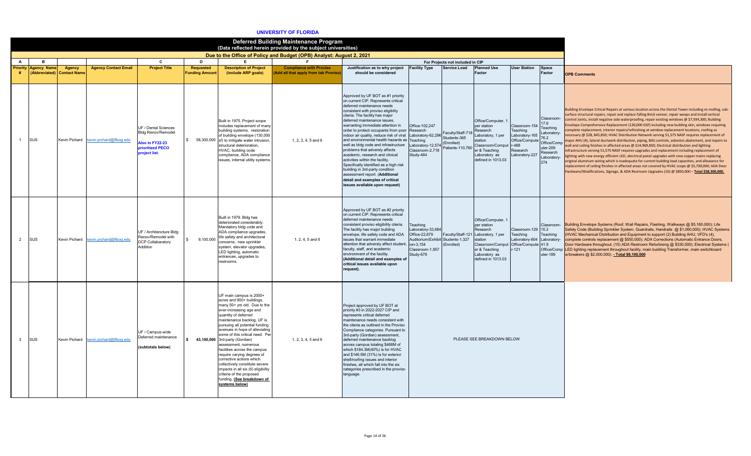# UNIVERSITY OF FLORIDA

## Deferred Building Maintenance Program

**(Data reflected herein provided by the subject universities)**

**Due to the Office of Policy and Budget (OPB) Analyst: August 2, 2021**

| A | B | | | C | D | E | F | | | | For Projects not included in CIP | | | | |
|---|---|---|---|---|---|---|---|---|---|---|---|---|---|---|---|
| Priority # | Agency Name (Abbreviated) | Agency Contact Name | Agency Contact Email | Project Title | Requested Funding Amount | Description of Project (include ARP goals) | Compliance with Proviso (Add all that apply from tab Proviso) | Justification as to why project should be considered | Facility Type | Service Load | Planned Use Factor | User Station | Space Factor | OPB Comments |
| 1 | SUS | Kevin Pichard | kevin.pichard@flbog.edu | UF / Dental Sciences Bldg Renov/Remodel **Also in FY22-23 prioritized PECO project list.** | $ 58,300,000 | Built in 1975. Project scope includes replacement of many building systems, restoration of building envelope (130,000 sf) to mitigate water intrusion, structural deterioration, HVAC, building code compliance, ADA compliance issues, internal utility systems. | 1, 2, 3, 4, 5 and 6 | Approved by UF BOT as #1 priority on current CIP. Represents critical deferred maintenance needs consistent with proviso eligibility citeria. The facility has major deferred maintenance issues, warranting immediate attention in order to protect occupants from poor indoor air quality, reduce risk of viral and environmental health hazards as well as bldg code and infrastructure problems that adversely affects academic, research and clinical activities within the facility. Specifically identified as a high risk building in 3rd-party condition assessment report. **(Additional detail and examples of critical issues available upon request)** | Office-102,247 Research Laboratory-62,296 Teaching Laboratory-12,574 Classroom-2,718 Study-464 | Faculty/Staff-718 Students-365 (Enrolled) Patients-110,760 | Office/Computer, 1 per station Research Laboratory, 1 per station Classroom/Computer & Teaching Laboratory as defined in 1013.03 | Classroom-154 Teaching Laboratory-165 Office/Computer-488 Research Laboratory-227 | Classroom-17.6 Teaching Laboratory-76.2 Office/Computer-209 Research Laboratory-274 | Building Envelope Critical Repairs at various location across the Dental Tower including re-roofing, sub-surface structural repairs, repair and replace falling Brick veneer, repair weeps and install vertical control joints, install negative side waterproofing, repair existing windows @ $7,934,300; Building Envelope Comprehensive Replacement (130,000 GSF) including new building skin, windows requiring complete replacement, interior repairs/refinishing at window replacement locations, roofing as necessary @ $28, 845,850; HVAC Distribution Network serving 51,575 NASF requires replacement of major AHU (4), lateral ductwork distribution, piping, BAS controls, asbestos abatement, and repairs to wall and ceiling finishes in affected areas @ $14,969,850; Electrical distribution and lighting infrastructure serving 51,575 NASF requires upgrades and replacement including replacement of lighting with new energy efficient LED, electrical panel upgrades with new copper mains replacing original aluminum wiring which is inadequate for current building load capacities, and allowance for replacement of ceiling finishes in affected areas not covered by HVAC scope @ $5,700,000; ADA Door Hardware/Modifications, Signage, & ADA Restroom Upgrades (10) @ $850,000 – **Total $58,300,000.** |
| 2 | SUS | Kevin Pichard | kevin.pichard@flbog.edu | UF / Architencture Bldg Renov/Remodel with DCP Collaboratory Addition | $ 9,100,000 | Built in 1979. Bldg has deteriorated considerably. Mandatory bldg code and ADA compliance upgrades, life safety and architectural concerns, new sprinkler system, elevator upgrades, LED lighting, automatic entrances, upgrades to restrooms. | 1, 2, 4, 5 and 6 | Approved by UF BOT as #2 priority on current CIP. Represents critical deferred maintenance needs consistent proviso eligibility criteria. The facility has major building envelope, life safety code and ADA issues that warrant immediate attention that adversly affect student, faculty, staff, and academic environment of the facility. **(Additional detail and examples of critical issues available upon request).** | Teaching Laboratory-33,684 Office-22,879 Auditorium/Exhibition-3,154 Classroom-1,957 Study-679 | Faculty/Staff-121 Students-1,327 (Enrolled) | Office/Computer, 1 per station Research Laboratory, 1 per station Classroom/Computer & Teaching Laboratory as defined in 1013.03 | Classroom-129 Teaching Laboratory-804 Office/Computer-121 | Classroom-15.2 Teaching Laboratory-41.9 Office/Computer-189 | Building Envelope Systems (Roof, Wall Repairs, Flashing, Walkways @ $5,160,000); Life Safety Code (Building Sprinkler System, Guardrails, Handrails @ $1,060,000); HVAC Systems (HVAC Mechanical Distribution and Equipment to support (2) Building AHU, VFD's (4), complete controls replacement @ $550,000); ADA Corrections (Automatic Entrance Doors, Door Hardware throughout, (10) ADA Restroom Refurbising @ $330,000); Electrical Systems ( LED lighting replacement throughout facility, main building Transformer, main switchboard w/breakers @ $2,000,000). **- Total $9,100,000** |
| 3 | SUS | Kevin Pichard | kevin.pichard@flbog.edu | UF / Campus-wide Deferred maintenance **(subtotals below)** | **$ 43,100,000** | UF main campus is 2000+ acres and 900+ buildings, many 50+ yrs old. Due to the ever-increasing age and quantity of deferred maintenance backlog, UF is pursuing all potential funding avenues in hope of alleviating some of this critical need. Per 3rd-party (Gordian) assessment, numerous facilities across the campus require varying degrees of corrective actions which collectively constitute severe impacts in all six (6) eligibility criteria of the proposed funding. **(See breakdown of systems below)** | 1, 2, 3, 4, 5 and 6 | Project approved by UF BOT at priority #3 in 2022-2027 CIP and represents critical deferred maintenance needs consistent with the citeria as outlined in the Proviso Compliance categories. Pursuant to 3rd-party (Gordian) assessment, deferred maintenance backlog across campus totaling $466M of which $184.3M(40%) is for HVAC and $146.5M (31%) is for exterior shell/roofing issues and interior finishes, all which fall into the six categories prescribed in the proviso language. | PLEASE SEE BREAKDOWN BELOW | | | | | |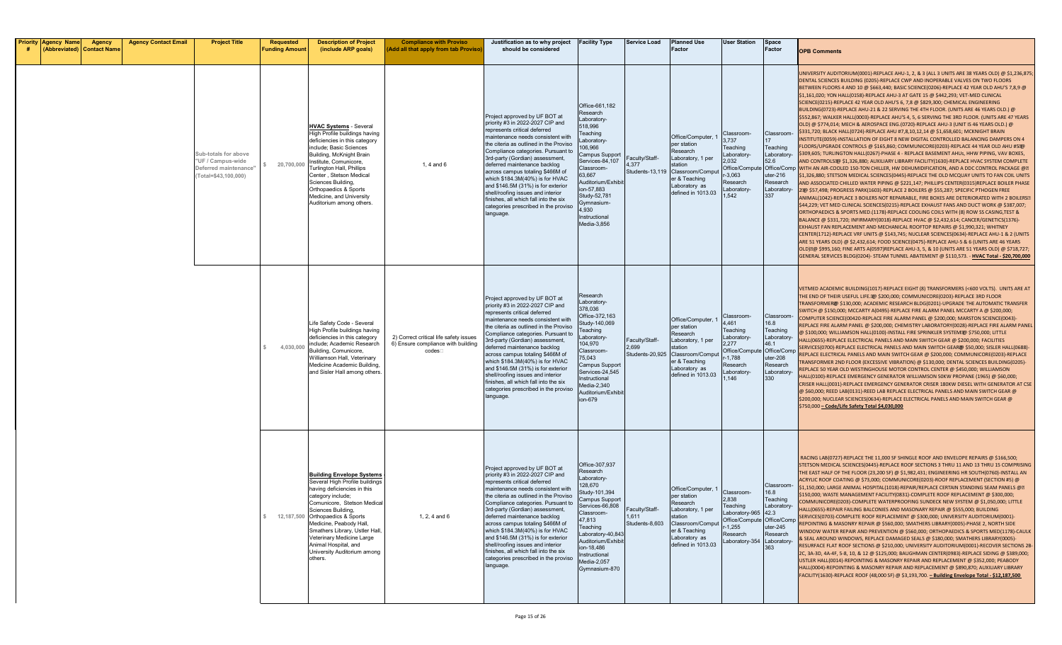| Priority # | Agency Name (Abbreviated) | Agency Contact Name | Agency Contact Email | Project Title | Requested Funding Amount | Description of Project (include ARP goals) | Compliance with Proviso (Add all that apply from tab Proviso) | Justification as to why project should be considered | Facility Type | Service Load | Planned Use Factor | User Station | Space Factor | OPB Comments |
|---|---|---|---|---|---|---|---|---|---|---|---|---|---|---|
| | | | | Sub-totals for above "UF / Campus-wide Deferred maintenance" (Total=$43,100,000) | $ 20,700,000 | **HVAC Systems** - Several High Profile buildings having deficiencies in this category include; Basic Sciences Building, McKnight Brain Institute, Comunicore, Turlington Hall, Phillips Center , Stetson Medical Sciences Building, Orthopaedics & Sports Medicine, and University Auditorium among others. | 1, 4 and 6 | Project approved by UF BOT at priority #3 in 2022-2027 CIP and represents critical deferred maintenance needs consistent with the citeria as outlined in the Proviso Compliance categories. Pursuant to 3rd-party (Gordian) assessment, deferred maintenance backlog across campus totaling $466M of which $184.3M(40%) is for HVAC and $146.5M (31%) is for exterior shell/roofing issues and interior finishes, all which fall into the six categories prescribed in the proviso language. | Office-661,182 Research Laboratory-518,996 Teaching Laboratory-106,966 Campus Support Services-84,107 Classroom-63,667 Auditorium/Exhibition-57,883 Study-52,781 Gymnasium-4,930 Instructional Media-3,856 | Faculty/Staff-4,377 Students-13,119 | Office/Computer, 1 per station Research Laboratory, 1 per station Classroom/Computer & Teaching Laboratory as defined in 1013.03 | Classroom-3,737 Teaching Laboratory-2,032 Office/Computer-3,063 Research Laboratory-1,542 | Classroom-17 Teaching Laboratory-52.6 Office/Computer-216 Research Laboratory-337 | UNIVERSITY AUDITORIUM(0001)-REPLACE AHU-1, 2, & 3 (ALL 3 UNITS ARE 38 YEARS OLD) @ $1,236,875; DENTAL SCIENCES BUILDING (0205)-REPLACE CWP AND INOPERABLE VALVES ON TWO FLOORS BETWEEN FLOORS 4 AND 10 @ $663,440; BASIC SCIENCE(0206)-REPLACE 42 YEAR OLD AHU'S 7,8,9 @ $1,161,020; YON HALL(0158)-REPLACE AHU-3 AT GATE 15 @ $442,293; VET-MED CLINICAL SCIENCE(0215)-REPLACE 42 YEAR OLD AHU'S 6, 7,8 @ $829,300; CHEMICAL ENGINEERING BUILDING(0723)-REPLACE AHU-21 & 22 SERVING THE 4TH FLOOR. (UNITS ARE 46 YEARS OLD.) @ $552,867; WALKER HALL(0003)-REPLACE AHU'S 4, 5, 6 SERVING THE 3RD FLOOR. (UNITS ARE 47 YEARS OLD) @ $774,014; MECH & AEROSPACE ENG.(0720)-REPLACE AHU-3 (UNIT IS 46 YEARS OLD.) @ $331,720; BLACK HALL(0724)-REPLACE AHU #7,8,10,12,14 @ $1,658,601; MCKNIGHT BRAIN INSTITUTE(0059)-INSTALLATION OF EIGHT 8 NEW DIGITAL CONTROLLED BALANCING DAMPERS ON 4 FLOORS/UPGRADE CONTROLS @ $165,860; COMMUNICORE(0203)-REPLACE 44 YEAR OLD AHU #5@ $309,605; TURLINGTON HALL(0267)-PHASE 4 - REPLACE BASEMENT AHUs, HHW PIPING, VAV BOXES, AND CONTROLS@ $1,326,880; AUXILIARY LIBRARY FACILITY(1630)-REPLACE HVAC SYSTEM COMPLETE WITH AN AIR-COOLED 150-TON CHILLER, HW DEHUMIDIFICATION, AND A DDC CONTROL PACKAGE @ $1,326,880; STETSON MEDICAL SCIENCES(0445)-REPLACE THE OLD MCQUAY UNITS TO FAN COIL UNITS AND ASSOCIATED CHILLED WATER PIPING @ $221,147; PHILLIPS CENTER(0315)REPLACE BOILER PHASE 2@ $57,498; PROGRESS PARK(1603)-REPLACE 2 BOILERS @ $55,287; SPECIFIC PTHOGEN FREE ANIMAL(1042)-REPLACE 3 BOILERS NOT REPAIRABLE, FIRE BOXES ARE DETERIORATED WITH 2 BOILERS @ $44,229; VET MED CLINICAL SCIENCES(0215)-REPLACE EXHAUST FANS AND DUCT WORK @ $387,007; ORTHOPAEDICS & SPORTS MED.(1178)-REPLACE COOLING COILS WITH (8) ROW SS CASING,TEST & BALANCE @ $331,720; INFIRMARY(0018)-REPLACE HVAC @ $2,432,614; CANCER/GENETICS(1376)-EXHAUST FAN REPLACEMENT AND MECHANICAL ROOFTOP REPAIRS @ $1,990,321; WHITNEY CENTER(1712)-REPLACE VRF UNITS @ $143,745; NUCLEAR SCIENCES(0634)-REPLACE AHU-1 & 2 (UNITS ARE 51 YEARS OLD) @ $2,432,614; FOOD SCIENCE(0475)-REPLACE AHU-5 & 6 (UNITS ARE 46 YEARS OLD)@ $995,160; FINE ARTS A(0597)REPLACE AHU-3, 5, & 10 (UNITS ARE 51 YEARS OLD) @ $718,727; GENERAL SERVICES BLDG(0204)- STEAM TUNNEL ABATEMENT @ $110,573. - **HVAC Total - $20,700,000** |
| | | | | | $ 4,030,000 | Life Safety Code - Several High Profile buildings having deficiencies in this category include; Academic Research Building, Comunicore, Williamson Hall, Veterinary Medicine Academic Building, and Sisler Hall among others. | 2) Correct critical life safety issues 6) Ensure compliance with building codes | Project approved by UF BOT at priority #3 in 2022-2027 CIP and represents critical deferred maintenance needs consistent with the citeria as outlined in the Proviso Compliance categories. Pursuant to 3rd-party (Gordian) assessment, deferred maintenance backlog across campus totaling $466M of which $184.3M(40%) is for HVAC and $146.5M (31%) is for exterior shell/roofing issues and interior finishes, all which fall into the six categories prescribed in the proviso language. | Research Laboratory-378,036 Office-372,163 Study-140,069 Teaching Laboratory-104,970 Classroom-75,043 Campus Support Services-24,545 Instructional Media-2,340 Auditorium/Exhibition-679 | Faculty/Staff-2,699 Students-20,925 | Office/Computer, 1 per station Research Laboratory, 1 per station Classroom/Computer & Teaching Laboratory as defined in 1013.03 | Classroom-4,461 Teaching Laboratory-2,277 Office/Computer-1,788 Research Laboratory-1,146 | Classroom-16.8 Teaching Laboratory-46.1 Office/Computer-208 Research Laboratory-330 | VETMED ACADEMIC BUILDING(1017)-REPLACE EIGHT (8) TRANSFORMERS (<600 VOLTS). UNITS ARE AT THE END OF THEIR USEFUL LIFE.@ $200,000; COMMUNICORE(0203)-REPLACE 3RD FLOOR TRANSFORMER@ $130,000; ACADEMIC RESEARCH BLDG(0201)-UPGRADE THE AUTOMATIC TRANSFER SWITCH @ $150,000; MCCARTY A(0495)-REPLACE FIRE ALARM PANEL MCCARTY A @ $200,000; COMPUTER SCIENCE(00420-REPLACE FIRE ALARM PANEL @ $200,000; MARSTON SCIENCE(0043)-REPLACE FIRE ALARM PANEL @ $200,000; CHEMISTRY LABORATORY(0028)-REPLACE FIRE ALARM PANEL @ $100,000; WILLIAMSON HALL(0100)-INSTALL FIRE SPRINKLER SYSTEM@ $750,000; LITTLE HALL(0655)-REPLACE ELECTRICAL PANELS AND MAIN SWITCH GEAR @ $200,000; FACILITIES SERVICES(0700)-REPLACE ELECTRICAL PANELS AND MAIN SWITCH GEAR@ $50,000; SISLER HALL(0688)-REPLACE ELECTRICAL PANELS AND MAIN SWITCH GEAR @ $200,000; COMMUNICORE(0203)-REPLACE TRANSFORMER 2ND FLOOR (EXCESSIVE VIBRATION) @ $130,000; DENTAL SCIENCES BUILDING(0205)-REPLACE 50 YEAR OLD WESTINGHOUSE MOTOR CONTROL CENTER @ $450,000; WILLIAMSON HALL(0100)-REPLACE EMERGENCY GENERATOR WILLIAMSON 50KW PROPANE (1965) @ $60,000; CRISER HALL(0031)-REPLACE EMERGENCY GENERATOR CRISER 180KW DIESEL WITH GENERATOR AT CSE @ $60,000; REED LAB(0131)-REED LAB REPLACE ELECTRICAL PANELS AND MAIN SWITCH GEAR @ $200,000; NUCLEAR SCIENCES(0634)-REPLACE ELECTRICAL PANELS AND MAIN SWITCH GEAR @ $750,000 **– Code/Life Safety Total $4,030,000** |
| | | | | | $ 12,187,500 | **Building Envelope Systems** Several High Profile buildings having deficiencies in this category include; Comunicore, Stetson Medical Sciences Building, Orthopaedics & Sports Medicine, Peabody Hall, Smathers Library, Ustler Hall, Veterinary Medicine Large Animal Hospital, and University Auditorium among others. | 1, 2, 4 and 6 | Project approved by UF BOT at priority #3 in 2022-2027 CIP and represents critical deferred maintenance needs consistent with the citeria as outlined in the Proviso Compliance categories. Pursuant to 3rd-party (Gordian) assessment, deferred maintenance backlog across campus totaling $466M of which $184.3M(40%) is for HVAC and $146.5M (31%) is for exterior shell/roofing issues and interior finishes, all which fall into the six categories prescribed in the proviso language. | Office-307,937 Research Laboratory-128,670 Study-101,394 Campus Support Services-66,808 Classroom-47,813 Teaching Laboratory-40,843 Auditorium/Exhibition-18,486 Instructional Media-2,057 Gymnasium-870 | Faculty/Staff-1,611 Students-8,603 | Office/Computer, 1 per station Research Laboratory, 1 per station Classroom/Computer & Teaching Laboratory as defined in 1013.03 | Classroom-2,838 Teaching Laboratory-965 Office/Computer-1,255 Research Laboratory-354 | Classroom-16.8 Teaching Laboratory-42.3 Office/Computer-245 Research Laboratory-363 | RACING LAB(0727)-REPLACE THE 11,000 SF SHINGLE ROOF AND ENVELOPE REPAIRS @ $166,500; STETSON MEDICAL SCIENCES(0445)-REPLACE ROOF SECTIONS 3 THRU 11 AND 13 THRU 15 COMPRISING THE EAST HALF OF THE FLOOR (23,200 SF) @ $1,982,431; ENGINEERING HR SOUTH(0760)-INSTALL AN ACRYLIC ROOF COATING @ $73,000; COMMUNICORE(0203)-ROOF REPLACEMENT (SECTION #5) @ $1,150,000; LARGE ANIMAL HOSPITAL(1018)-REPAIR/REPLACE CERTAIN STANDING SEAM PANELS @ $150,000; WASTE MANAGEMENT FACILITY(0831)-COMPLETE ROOF REPLACEMENT @ $300,000; COMMUNICORE(0203)-COMPLETE WATERPROOFING SUNDECK NEW SYSTEM @ $1,050,000; LITTLE HALL(0655)-REPAIR FAILING BALCONIES AND MASONRY REPAIR @ $555,000; BUILDING SERVICES(0703)-COMPLETE ROOF REPLACEMENT @ $300,000; UNIVERSITY AUDITORIUM(0001)-REPOINTING & MASONRY REPAIR @ $560,000; SMATHERS LIBRARY(0005)-PHASE 2, NORTH SIDE WINDOW WATER REPAIR AND PREVENTION @ $560,000; ORTHOPAEDICS & SPORTS MED(1178)-CAULK & SEAL AROUND WINDOWS, REPLACE DAMAGED SEALS @ $180,000; SMATHERS LIBRARY(0005)-RESURFACE FLAT ROOF SECTIONS @ $210,000; UNIVERSITY AUDITORIUM(0001)-RECOVER SECTIONS 2B-2C, 3A-3D, 4A-4F, 5-8, 10, & 12 @ $125,000; BAUGHMAN CENTER(0983)-REPLACE SIDING @ $389,000; USTLER HALL(0014)-REPOINTING & MASONRY REPAIR AND REPLACEMENT @ $352,000; PEABODY HALL(0004)-REPOINTING & MASONRY REPAIR AND REPLACEMENT @ $890,870; AUXILIARY LIBRARY FACILITY(1630)-REPLACE ROOF (48,000 SF) @ $3,193,700. **– Building Envelope Total - $12,187,500** |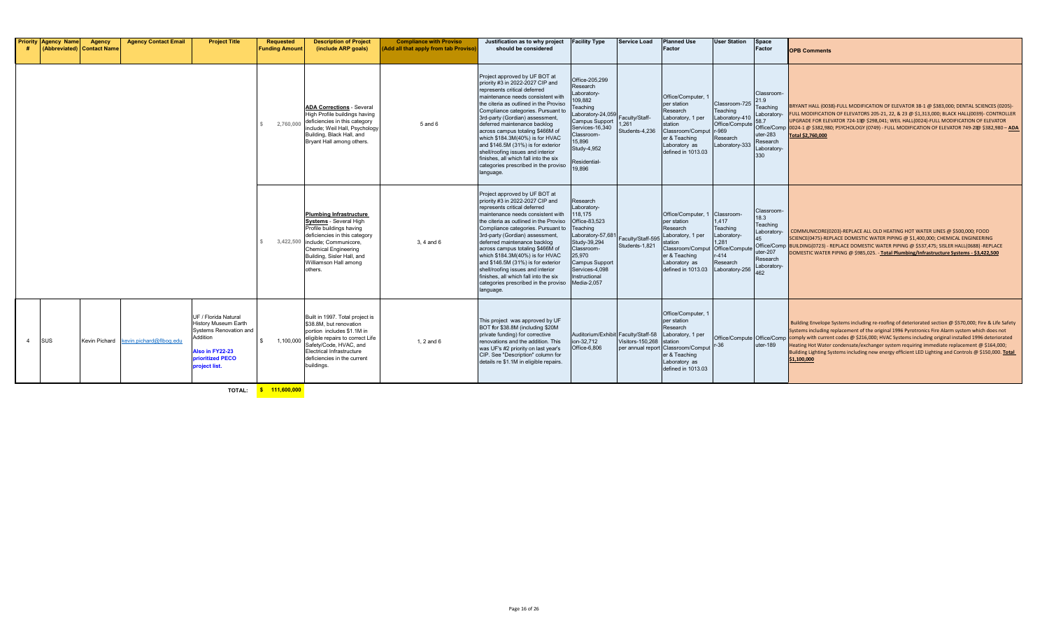| Priority # | Agency Name (Abbreviated) | Agency Contact Name | Agency Contact Email | Project Title | Requested Funding Amount | Description of Project (include ARP goals) | Compliance with Proviso (Add all that apply from tab Proviso) | Justification as to why project should be considered | Facility Type | Service Load | Planned Use Factor | User Station | Space Factor | OPB Comments |
|---|---|---|---|---|---|---|---|---|---|---|---|---|---|---|
| | | | | | $ 2,760,000 | **ADA Corrections** - Several High Profile buildings having deficiencies in this category include; Weil Hall, Psychology Building, Black Hall, and Bryant Hall among others. | 5 and 6 | Project approved by UF BOT at priority #3 in 2022-2027 CIP and represents critical deferred maintenance needs consistent with the citeria as outlined in the Proviso Compliance categories. Pursuant to 3rd-party (Gordian) assessment, deferred maintenance backlog across campus totaling $466M of which $184.3M(40%) is for HVAC and $146.5M (31%) is for exterior shell/roofing issues and interior finishes, all which fall into the six categories prescribed in the proviso language. | Office-205,299 Research Laboratory-109,882 Teaching Laboratory-24,059 Campus Support Services-16,340 Classroom-15,896 Study-4,952 Residential-19,896 | Faculty/Staff-1,261 Students-4,236 | Office/Computer, 1 per station Research Laboratory, 1 per station Classroom/Computer & Teaching Laboratory as defined in 1013.03 | Classroom-725 Teaching Laboratory-410 Office/Computer-969 Research Laboratory-333 | Classroom-21.9 Teaching Laboratory-58.7 Office/Computer-283 Research Laboratory-330 | BRYANT HALL (0038)-FULL MODIFICATION OF ELEVATOR 38-1 @ $383,000; DENTAL SCIENCES (0205)-FULL MODIFICATION OF ELEVATORS 205-21, 22, & 23 @ $1,313,000; BLACK HALL(0039)- CONTROLLER UPGRADE FOR ELEVATOR 724-1@ $298,041; WEIL HALL(0024)-FULL MODIFICATION OF ELEVATOR 0024-1 @ $382,980; PSYCHOLOGY (0749) - FULL MODIFICATION OF ELEVATOR 749-2@ $382,980 – **ADA Total $2,760,000** |
| | | | | | $ 3,422,500 | **Plumbing Infrastructure Systems** - Several High Profile buildings having deficiencies in this category include; Communicore, Chemical Engineering Building, Sisler Hall, and Williamson Hall among others. | 3, 4 and 6 | Project approved by UF BOT at priority #3 in 2022-2027 CIP and represents critical deferred maintenance needs consistent with the citeria as outlined in the Proviso Compliance categories. Pursuant to 3rd-party (Gordian) assessment, deferred maintenance backlog across campus totaling $466M of which $184.3M(40%) is for HVAC and $146.5M (31%) is for exterior shell/roofing issues and interior finishes, all which fall into the six categories prescribed in the proviso language. | Research Laboratory-118,175 Office-83,523 Teaching Laboratory-57,681 Study-39,294 Classroom-25,970 Campus Support Services-4,098 Instructional Media-2,057 | Faculty/Staff-595 Students-1,821 | Office/Computer, 1 per station Research Laboratory, 1 per station Classroom/Computer & Teaching Laboratory as defined in 1013.03 | Classroom-1,417 Teaching Laboratory-1,281 Office/Computer-414 Research Laboratory-256 | Classroom-18.3 Teaching Laboratory-45 Office/Computer-207 Research Laboratory-462 | COMMUNICORE(0203)-REPLACE ALL OLD HEATING HOT WATER LINES @ $500,000; FOOD SCIENCE(0475)-REPLACE DOMESTIC WATER PIPING @ $1,400,000; CHEMICAL ENGINEERING BUILDING(0723) - REPLACE DOMESTIC WATER PIPING @ $537,475; SISLER HALL(0688) -REPLACE DOMESTIC WATER PIPING @ $985,025. - **Total Plumbing/Infrastructure Systems - $3,422,500** |
| 4 | SUS | Kevin Pichard | kevin.pichard@flbog.edu | UF / Florida Natural History Museum Earth Systems Renovation and Addition **Also in FY22-23 prioritized PECO project list.** | $ 1,100,000 | Built in 1997. Total project is $38.8M, but renovation portion includes $1.1M in eligible repairs to correct Life Safety/Code, HVAC, and Electrical Infrastructure deficiencies in the current buildings. | 1, 2 and 6 | This project was approved by UF BOT for $38.8M (including $20M private funding) for corrective renovations and the addition. This was UF's #2 priority on last year's CIP. See "Description" column for details re $1.1M in eligible repairs. | Auditorium/Exhibition-32,712 Office-6,806 | Faculty/Staff-58 Visitors-150,268 per annual report | Office/Computer, 1 per station Research Laboratory, 1 per station Classroom/Computer & Teaching Laboratory as defined in 1013.03 | Office/Computer-36 | Office/Computer-189 | Building Envelope Systems including re-roofing of deteriorated section @ $570,000; Fire & Life Safety Systems including replacement of the original 1996 Pyrotronics Fire Alarm system which does not comply with current codes @ $216,000; HVAC Systems including original installed 1996 deteriorated Heating Hot Water condensate/exchanger system requiring immediate replacement @ $164,000; Building Lighting Systems including new energy efficient LED Lighting and Controls @ $150,000. **Total $1,100,000** |
| | | | | TOTAL: | **$ 111,600,000** | | | | | | | | | |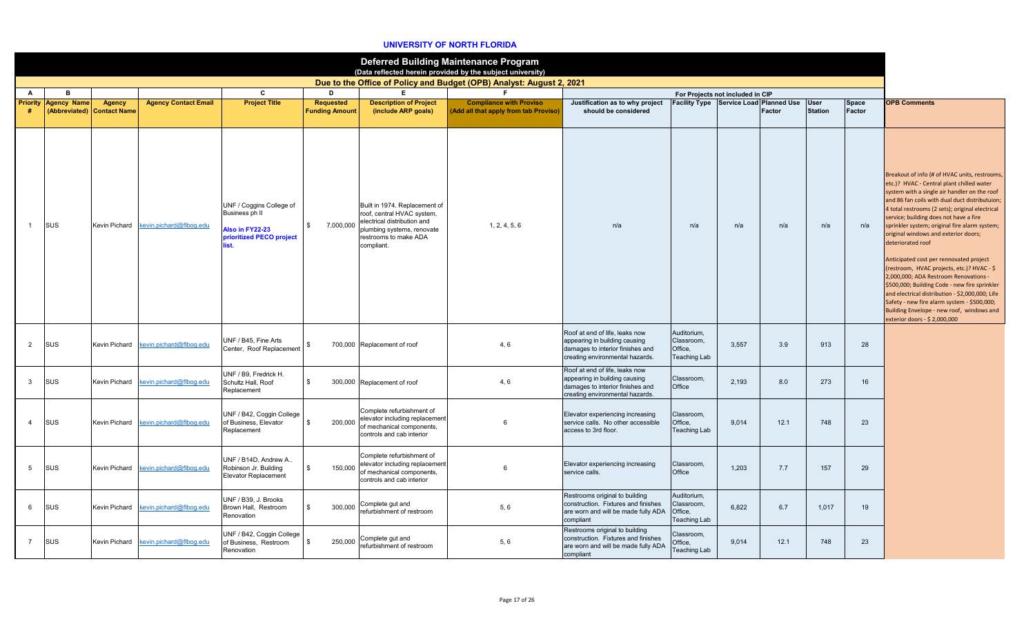**UNIVERSITY OF NORTH FLORIDA**

# Deferred Building Maintenance Program

(Data reflected herein provided by the subject university)

## Due to the Office of Policy and Budget (OPB) Analyst: August 2, 2021

| A | B | | | C | D | E | F | For Projects not included in CIP | | | | | | | |
|---|---|---|---|---|---|---|---|---|---|---|---|---|---|---|
| Priority # | Agency Name (Abbreviated) | Agency Contact Name | Agency Contact Email | Project Title | Requested Funding Amount | Description of Project (include ARP goals) | Compliance with Proviso (Add all that apply from tab Proviso) | Justification as to why project should be considered | Facility Type | Service Load | Planned Use Factor | User Station | Space Factor | OPB Comments |
| 1 | SUS | Kevin Pichard | kevin.pichard@flbog.edu | UNF / Coggins College of Business ph II **Also in FY22-23 prioritized PECO project list.** | $ 7,000,000 | Built in 1974. Replacement of roof, central HVAC system, electrical distribution and plumbing systems, renovate restrooms to make ADA compliant. | 1, 2, 4, 5, 6 | n/a | n/a | n/a | n/a | n/a | n/a | Breakout of info (# of HVAC units, restrooms, etc.)? HVAC - Central plant chilled water system with a single air handler on the roof and 86 fan coils with dual duct distributuion; 4 total restrooms (2 sets); original electrical service; building does not have a fire sprinkler system; original fire alarm system; original windows and exterior doors; deteriorated roof<br><br>Anticipated cost per rennovated project (restroom, HVAC projects, etc.)? HVAC - $ 2,000,000; ADA Restroom Renovations - $500,000; Building Code - new fire sprinkler and electrical distribution - $2,000,000; Life Safety - new fire alarm system - $500,000; Building Envelope - new roof, windows and exterior doors - $ 2,000,000 |
| 2 | SUS | Kevin Pichard | kevin.pichard@flbog.edu | UNF / B45, Fine Arts Center, Roof Replacement | $ 700,000 | Replacement of roof | 4, 6 | Roof at end of life, leaks now appearing in building causing damages to interior finishes and creating environmental hazards. | Auditorium, Classroom, Office, Teaching Lab | 3,557 | 3.9 | 913 | 28 | |
| 3 | SUS | Kevin Pichard | kevin.pichard@flbog.edu | UNF / B9, Fredrick H. Schultz Hall, Roof Replacement | $ 300,000 | Replacement of roof | 4, 6 | Roof at end of life, leaks now appearing in building causing damages to interior finishes and creating environmental hazards. | Classroom, Office | 2,193 | 8.0 | 273 | 16 | |
| 4 | SUS | Kevin Pichard | kevin.pichard@flbog.edu | UNF / B42, Coggin College of Business, Elevator Replacement | $ 200,000 | Complete refurbishment of elevator including replacement of mechanical components, controls and cab interior | 6 | Elevator experiencing increasing service calls. No other accessible access to 3rd floor. | Classroom, Office, Teaching Lab | 9,014 | 12.1 | 748 | 23 | |
| 5 | SUS | Kevin Pichard | kevin.pichard@flbog.edu | UNF / B14D, Andrew A.. Robinson Jr. Building Elevator Replacement | $ 150,000 | Complete refurbishment of elevator including replacement of mechanical components, controls and cab interior | 6 | Elevator experiencing increasing service calls. | Classroom, Office | 1,203 | 7.7 | 157 | 29 | |
| 6 | SUS | Kevin Pichard | kevin.pichard@flbog.edu | UNF / B39, J. Brooks Brown Hall, Restroom Renovation | $ 300,000 | Complete gut and refurbishment of restroom | 5, 6 | Restrooms original to building construction. Fixtures and finishes are worn and will be made fully ADA compliant | Auditorium, Classroom, Office, Teaching Lab | 6,822 | 6.7 | 1,017 | 19 | |
| 7 | SUS | Kevin Pichard | kevin.pichard@flbog.edu | UNF / B42, Coggin College of Business, Restroom Renovation | $ 250,000 | Complete gut and refurbishment of restroom | 5, 6 | Restrooms original to building construction. Fixtures and finishes are worn and will be made fully ADA compliant | Classroom, Office, Teaching Lab | 9,014 | 12.1 | 748 | 23 | |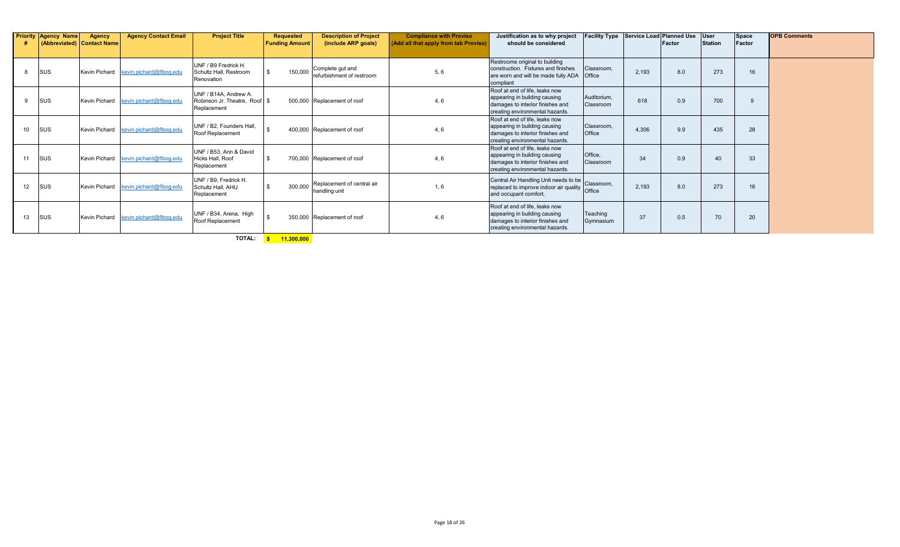| Priority # | Agency Name (Abbreviated) | Agency Contact Name | Agency Contact Email | Project Title | Requested Funding Amount | Description of Project (include ARP goals) | Compliance with Proviso (Add all that apply from tab Proviso) | Justification as to why project should be considered | Facility Type | Service Load | Planned Use Factor | User Station | Space Factor | OPB Comments |
|---|---|---|---|---|---|---|---|---|---|---|---|---|---|---|
| 8 | SUS | Kevin Pichard | kevin.pichard@flbog.edu | UNF / B9 Fredrick H. Schultz Hall, Restroom Renovation | $ 150,000 | Complete gut and refurbishment of restroom | 5, 6 | Restrooms original to building construction. Fixtures and finishes are worn and will be made fully ADA compliant | Classroom, Office | 2,193 | 8.0 | 273 | 16 | |
| 9 | SUS | Kevin Pichard | kevin.pichard@flbog.edu | UNF / B14A, Andrew A. Robinson Jr. Theatre, Roof Replacement | $ 500,000 | Replacement of roof | 4, 6 | Roof at end of life, leaks now appearing in building causing damages to interior finishes and creating environmental hazards. | Auditorium, Classroom | 618 | 0.9 | 700 | 9 | |
| 10 | SUS | Kevin Pichard | kevin.pichard@flbog.edu | UNF / B2, Founders Hall, Roof Replacement | $ 400,000 | Replacement of roof | 4, 6 | Roof at end of life, leaks now appearing in building causing damages to interior finishes and creating environmental hazards. | Classroom, Office | 4,306 | 9.9 | 435 | 28 | |
| 11 | SUS | Kevin Pichard | kevin.pichard@flbog.edu | UNF / B53, Ann & David Hicks Hall, Roof Replacement | $ 700,000 | Replacement of roof | 4, 6 | Roof at end of life, leaks now appearing in building causing damages to interior finishes and creating environmental hazards. | Office, Classroom | 34 | 0.9 | 40 | 33 | |
| 12 | SUS | Kevin Pichard | kevin.pichard@flbog.edu | UNF / B9, Fredrick H. Schultz Hall, AHU Replacement | $ 300,000 | Replacement of central air handling unit | 1, 6 | Central Air Handling Unit needs to be replaced to improve indoor air quality and occupant comfort. | Classroom, Office | 2,193 | 8.0 | 273 | 16 | |
| 13 | SUS | Kevin Pichard | kevin.pichard@flbog.edu | UNF / B34, Arena, High Roof Replacement | $ 350,000 | Replacement of roof | 4, 6 | Roof at end of life, leaks now appearing in building causing damages to interior finishes and creating environmental hazards. | Teaching Gymnasium | 37 | 0.5 | 70 | 20 | |
| | | | | **TOTAL:** | **$ 11,300,000** | | | | | | | | | |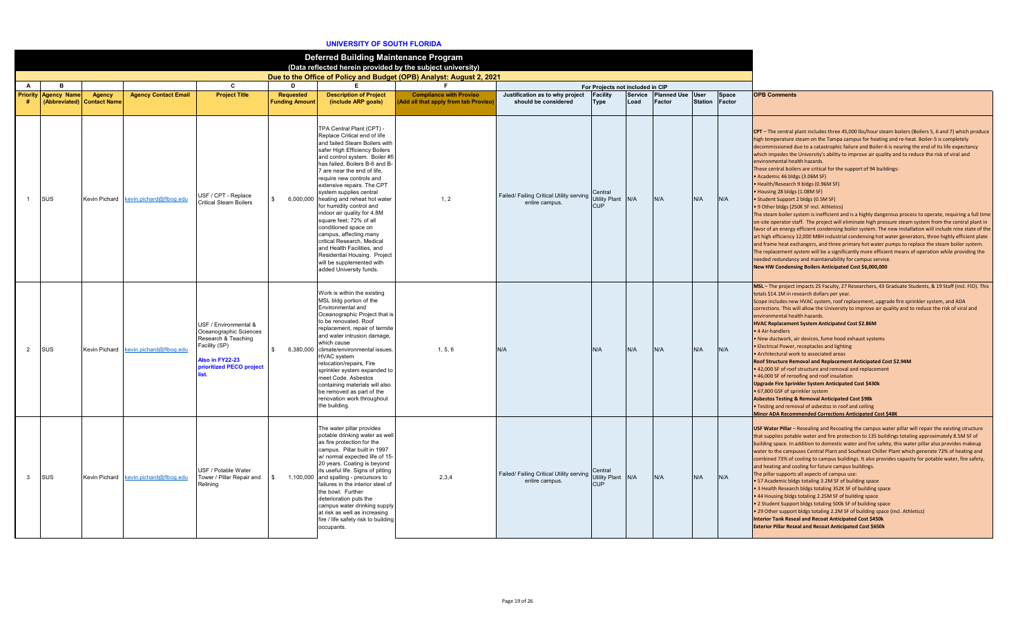**UNIVERSITY OF SOUTH FLORIDA**

**Deferred Building Maintenance Program**
**(Data reflected herein provided by the subject university)**
**Due to the Office of Policy and Budget (OPB) Analyst: August 2, 2021**

| A | B | | | C | D | E | F | | For Projects not included in CIP | | | | | |
|---|---|---|---|---|---|---|---|---|---|---|---|---|---|---|
| Priority # | Agency Name (Abbreviated) | Agency Contact Name | Agency Contact Email | Project Title | Requested Funding Amount | Description of Project (include ARP goals) | Compliance with Proviso (Add all that apply from tab Proviso) | Justification as to why project should be considered | Facility Type | Service Load | Planned Use Factor | User Station | Space Factor | OPB Comments |
| 1 | SUS | Kevin Pichard | kevin.pichard@flbog.edu | USF / CPT - Replace Critical Steam Boilers | $ 6,000,000 | TPA Central Plant (CPT) - Replace Critical end of life and failed Steam Boilers with safer High Efficiency Boilers and control system. Boiler #5 has failed. Boilers B-6 and B-7 are near the end of life, require new controls and extensive repairs. The CPT system supplies central heating and reheat hot water for humidity control and indoor air quality for 4.8M square feet; 72% of all conditioned space on campus, affecting many critical Research, Medical and Health Facilities, and Residential Housing. Project will be supplemented with added University funds. | 1, 2 | Failed/ Failing Critical Utility serving entire campus. | Central Utility Plant CUP | N/A | N/A | N/A | N/A | **CPT** – The central plant includes three 45,000 lbs/hour steam boilers (Boilers 5, 6 and 7) which produce high temperature steam on the Tampa campus for heating and re-heat. Boiler-5 is completely decommissioned due to a catastrophic failure and Boiler-6 is nearing the end of its life expectancy which impedes the University's ability to improve air quality and to reduce the risk of viral and environmental health hazards.<br>These central boilers are critical for the support of 94 buildings:<br>• Academic 46 bldgs (3.06M SF)<br>• Health/Research 9 bldgs (0.96M SF)<br>• Housing 28 bldgs (1.08M SF)<br>• Student Support 2 bldgs (0.5M SF)<br>• 9 Other bldgs (250K SF incl. Athletics)<br>The steam boiler system is inefficient and is a highly dangerous process to operate, requiring a full time on-site operator staff. The project will eliminate high pressure steam system from the central plant in favor of an energy efficient condensing boiler system. The new installation will include nine state of the art high efficiency 12,000 MBH industrial condensing hot water generators, three highly efficient plate and frame heat exchangers, and three primary hot water pumps to replace the steam boiler system. The replacement system will be a significantly more efficient means of operation while providing the needed redundancy and maintainability for campus service.<br>**New HW Condensing Boilers Anticipated Cost $6,000,000** |
| 2 | SUS | Kevin Pichard | kevin.pichard@flbog.edu | USF / Environmental & Oceanographic Sciences Research & Teaching Facility (SP)<br>**Also in FY22-23 prioritized PECO project list.** | $ 6,380,000 | Work is within the existing MSL bldg portion of the Environmental and Oceanographic Project that is to be renovated. Roof replacement, repair of termite and water intrusion damage, which cause climate/environmental issues. HVAC system relocation/repairs, Fire sprinkler system expanded to meet Code. Asbestos containing materials will also be removed as part of the renovation work throughout the building. | 1, 5, 6 | N/A | N/A | N/A | N/A | N/A | N/A | **MSL** – The project impacts 25 Faculty, 27 Researchers, 43 Graduate Students, & 19 Staff (incl. FIO). This totals $14.1M in research dollars per year.<br>Scope includes new HVAC system, roof replacement, upgrade fire sprinkler system, and ADA corrections. This will allow the University to improve air quality and to reduce the risk of viral and environmental health hazards.<br>**HVAC Replacement System Anticipated Cost $2.86M**<br>• 4 Air-handlers<br>• New ductwork, air devices, fume hood exhaust systems<br>• Electrical Power, receptacles and lighting<br>• Architectural work to associated areas<br>**Roof Structure Removal and Replacement Anticipated Cost $2.94M**<br>• 42,000 SF of roof structure and removal and replacement<br>• 46,000 SF of reroofing and roof insulation<br>**Upgrade Fire Sprinkler System Anticipated Cost $430k**<br>• 67,800 GSF of sprinkler system<br>**Asbestos Testing & Removal Anticipated Cost $98k**<br>• Testing and removal of asbestos in roof and ceiling<br>**Minor ADA Recommended Corrections Anticipated Cost $48K** |
| 3 | SUS | Kevin Pichard | kevin.pichard@flbog.edu | USF / Potable Water Tower / Pillar Repair and Relining | $ 1,100,000 | The water pillar provides potable drinking water as well as fire protection for the campus. Pillar built in 1997 w/ normal expected life of 15-20 years. Coating is beyond its useful life. Signs of pitting and spalling - precursors to failures in the interior steel of the bowl. Further deterioration puts the campus water drinking supply at risk as well as increasing fire / life safety risk to building occupants. | 2,3,4 | Failed/ Failing Critical Utility serving entire campus. | Central Utility Plant CUP | N/A | N/A | N/A | N/A | **USF Water Pillar** – Resealing and Recoating the campus water pillar will repair the existing structure that supplies potable water and fire protection to 135 buildings totaling approximately 8.5M SF of building space. In addition to domestic water and fire safety, this water pillar also provides makeup water to the campuses Central Plant and Southeast Chiller Plant which generate 72% of heating and combined 73% of cooling to campus buildings. It also provides capacity for potable water, fire safety, and heating and cooling for future campus buildings.<br>The pillar supports all aspects of campus use:<br>• 57 Academic bldgs totaling 3.2M SF of building space<br>• 3 Health Research bldgs totaling 352K SF of building space<br>• 44 Housing bldgs totaling 2.25M SF of building space<br>• 2 Student Support bldgs totaling 500k SF of building space<br>• 29 Other support bldgs totaling 2.2M SF of building space (incl. Athletics)<br>**Interior Tank Reseal and Recoat Anticipated Cost $450k**<br>**Exterior Pillar Reseal and Recoat Anticipated Cost $650k** |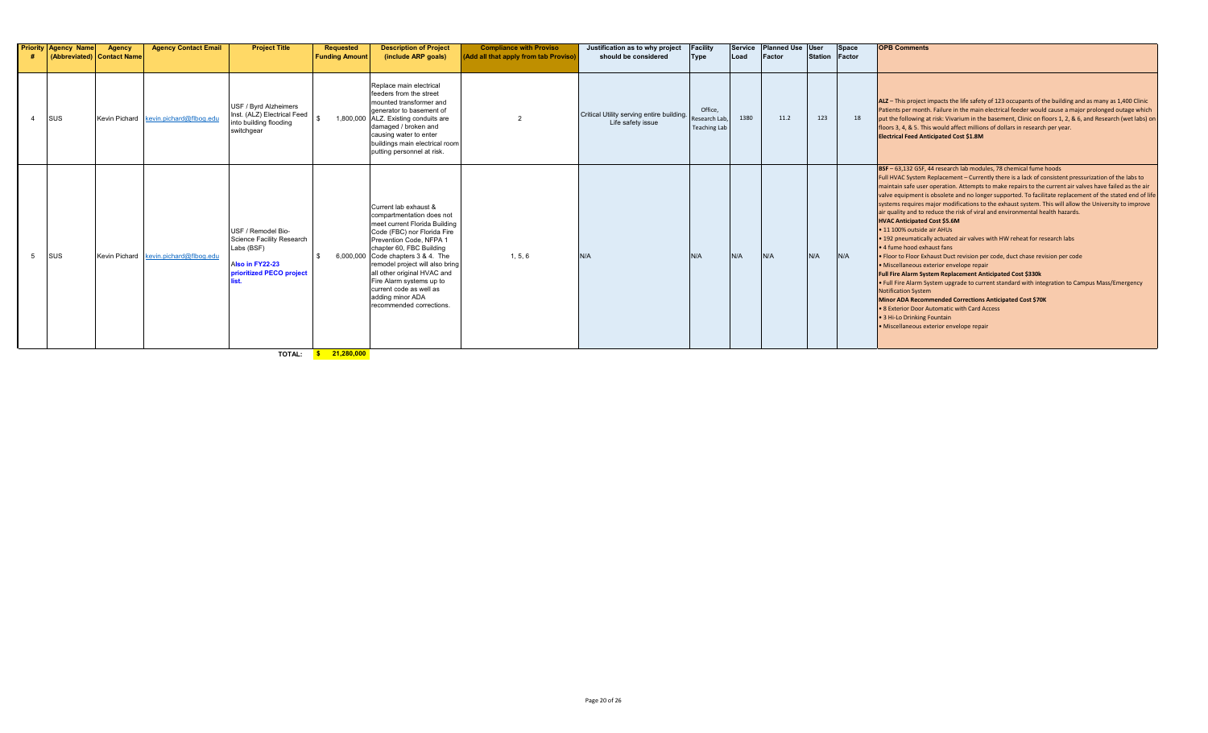| Priority # | Agency Name (Abbreviated) | Agency Contact Name | Agency Contact Email | Project Title | Requested Funding Amount | Description of Project (include ARP goals) | Compliance with Proviso (Add all that apply from tab Proviso) | Justification as to why project should be considered | Facility Type | Service Load | Planned Use Factor | User Station | Space Factor | OPB Comments |
|---|---|---|---|---|---|---|---|---|---|---|---|---|---|---|
| 4 | SUS | Kevin Pichard | kevin.pichard@flbog.edu | USF / Byrd Alzheimers Inst. (ALZ) Electrical Feed into building flooding switchgear | $ 1,800,000 | Replace main electrical feeders from the street mounted transformer and generator to basement of ALZ. Existing conduits are damaged / broken and causing water to enter buildings main electrical room putting personnel at risk. | 2 | Critical Utility serving entire building. Life safety issue | Office, Research Lab, Teaching Lab | 1380 | 11.2 | 123 | 18 | ALZ – This project impacts the life safety of 123 occupants of the building and as many as 1,400 Clinic Patients per month. Failure in the main electrical feeder would cause a major prolonged outage which put the following at risk: Vivarium in the basement, Clinic on floors 1, 2, & 6, and Research (wet labs) on floors 3, 4, & 5. This would affect millions of dollars in research per year. **Electrical Feed Anticipated Cost $1.8M** |
| 5 | SUS | Kevin Pichard | kevin.pichard@flbog.edu | USF / Remodel Bio-Science Facility Research Labs (BSF) **Also in FY22-23 prioritized PECO project list.** | $ 6,000,000 | Current lab exhaust & compartmentation does not meet current Florida Building Code (FBC) nor Florida Fire Prevention Code, NFPA 1 chapter 60, FBC Building Code chapters 3 & 4. The remodel project will also bring all other original HVAC and Fire Alarm systems up to current code as well as adding minor ADA recommended corrections. | 1, 5, 6 | N/A | N/A | N/A | N/A | N/A | N/A | BSF – 63,132 GSF, 44 research lab modules, 78 chemical fume hoods<br>Full HVAC System Replacement – Currently there is a lack of consistent pressurization of the labs to maintain safe user operation. Attempts to make repairs to the current air valves have failed as the air valve equipment is obsolete and no longer supported. To facilitate replacement of the stated end of life systems requires major modifications to the exhaust system. This will allow the University to improve air quality and to reduce the risk of viral and environmental health hazards.<br>**HVAC Anticipated Cost $5.6M**<br>• 11 100% outside air AHUs<br>• 192 pneumatically actuated air valves with HW reheat for research labs<br>• 4 fume hood exhaust fans<br>• Floor to Floor Exhaust Duct revision per code, duct chase revision per code<br>• Miscellaneous exterior envelope repair<br>**Full Fire Alarm System Replacement Anticipated Cost $330k**<br>• Full Fire Alarm System upgrade to current standard with integration to Campus Mass/Emergency Notification System<br>**Minor ADA Recommended Corrections Anticipated Cost $70K**<br>• 8 Exterior Door Automatic with Card Access<br>• 3 Hi-Lo Drinking Fountain<br>• Miscellaneous exterior envelope repair |
| | | | | **TOTAL:** | **$ 21,280,000** | | | | | | | | | |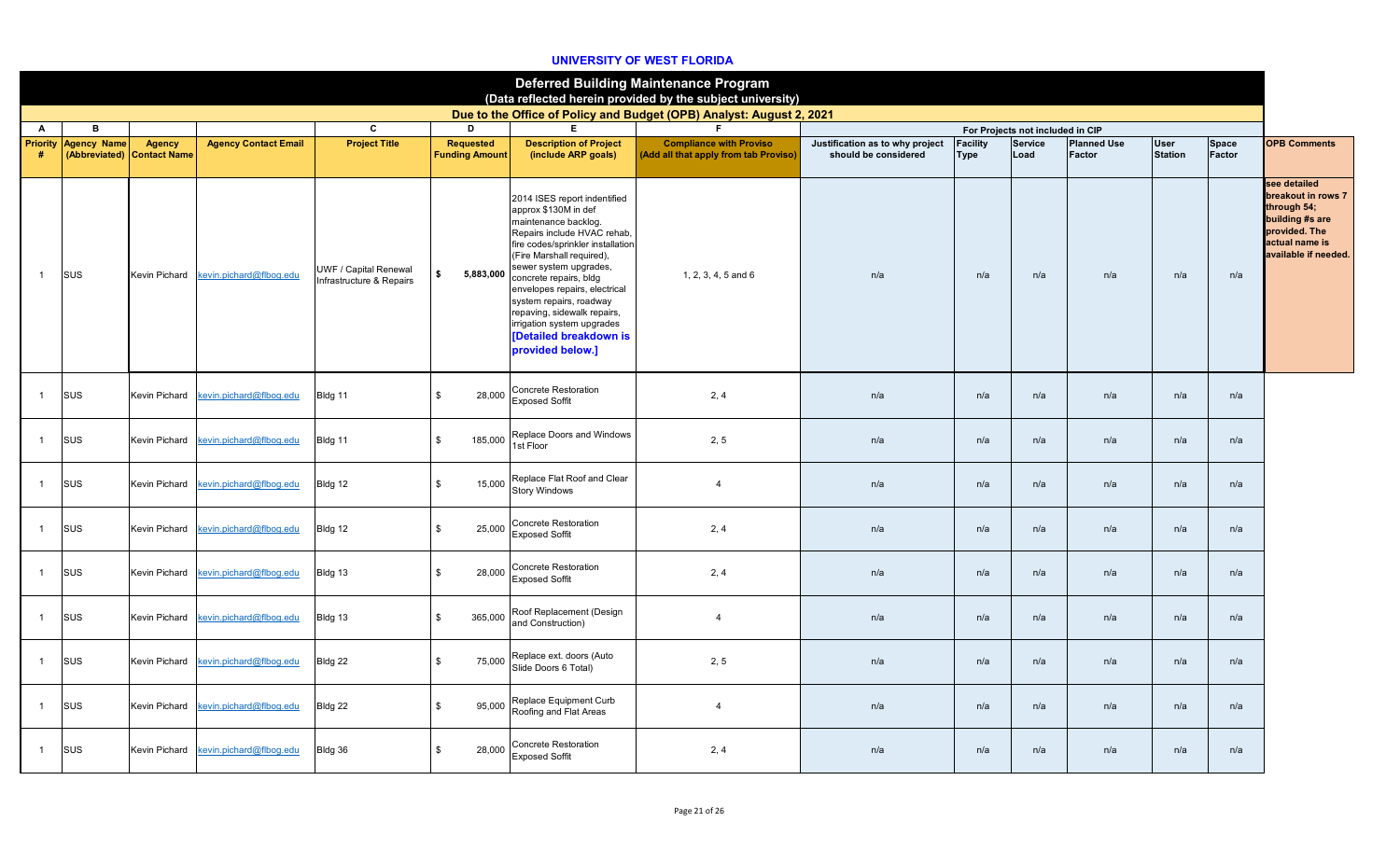**UNIVERSITY OF WEST FLORIDA**

## Deferred Building Maintenance Program

(Data reflected herein provided by the subject university)

Due to the Office of Policy and Budget (OPB) Analyst: August 2, 2021

| A | B | | | C | D | E | F | For Projects not included in CIP | | | | | | |
|---|---|---|---|---|---|---|---|---|---|---|---|---|---|---|
| Priority # | Agency Name (Abbreviated) | Agency Contact Name | Agency Contact Email | Project Title | Requested Funding Amount | Description of Project (include ARP goals) | Compliance with Proviso (Add all that apply from tab Proviso) | Justification as to why project should be considered | Facility Type | Service Load | Planned Use Factor | User Station | Space Factor | OPB Comments |
| 1 | SUS | Kevin Pichard | kevin.pichard@flbog.edu | UWF / Capital Renewal Infrastructure & Repairs | $ 5,883,000 | 2014 ISES report indentified approx $130M in def maintenance backlog. Repairs include HVAC rehab, fire codes/sprinkler installation (Fire Marshall required), sewer system upgrades, concrete repairs, bldg envelopes repairs, electrical system repairs, roadway repaving, sidewalk repairs, irrigation system upgrades **[Detailed breakdown is provided below.]** | 1, 2, 3, 4, 5 and 6 | n/a | n/a | n/a | n/a | n/a | n/a | **see detailed breakout in rows 7 through 54; building #s are provided. The actual name is available if needed.** |
| 1 | SUS | Kevin Pichard | kevin.pichard@flbog.edu | Bldg 11 | $ 28,000 | Concrete Restoration Exposed Soffit | 2, 4 | n/a | n/a | n/a | n/a | n/a | n/a | |
| 1 | SUS | Kevin Pichard | kevin.pichard@flbog.edu | Bldg 11 | $ 185,000 | Replace Doors and Windows 1st Floor | 2, 5 | n/a | n/a | n/a | n/a | n/a | n/a | |
| 1 | SUS | Kevin Pichard | kevin.pichard@flbog.edu | Bldg 12 | $ 15,000 | Replace Flat Roof and Clear Story Windows | 4 | n/a | n/a | n/a | n/a | n/a | n/a | |
| 1 | SUS | Kevin Pichard | kevin.pichard@flbog.edu | Bldg 12 | $ 25,000 | Concrete Restoration Exposed Soffit | 2, 4 | n/a | n/a | n/a | n/a | n/a | n/a | |
| 1 | SUS | Kevin Pichard | kevin.pichard@flbog.edu | Bldg 13 | $ 28,000 | Concrete Restoration Exposed Soffit | 2, 4 | n/a | n/a | n/a | n/a | n/a | n/a | |
| 1 | SUS | Kevin Pichard | kevin.pichard@flbog.edu | Bldg 13 | $ 365,000 | Roof Replacement (Design and Construction) | 4 | n/a | n/a | n/a | n/a | n/a | n/a | |
| 1 | SUS | Kevin Pichard | kevin.pichard@flbog.edu | Bldg 22 | $ 75,000 | Replace ext. doors (Auto Slide Doors 6 Total) | 2, 5 | n/a | n/a | n/a | n/a | n/a | n/a | |
| 1 | SUS | Kevin Pichard | kevin.pichard@flbog.edu | Bldg 22 | $ 95,000 | Replace Equipment Curb Roofing and Flat Areas | 4 | n/a | n/a | n/a | n/a | n/a | n/a | |
| 1 | SUS | Kevin Pichard | kevin.pichard@flbog.edu | Bldg 36 | $ 28,000 | Concrete Restoration Exposed Soffit | 2, 4 | n/a | n/a | n/a | n/a | n/a | n/a | |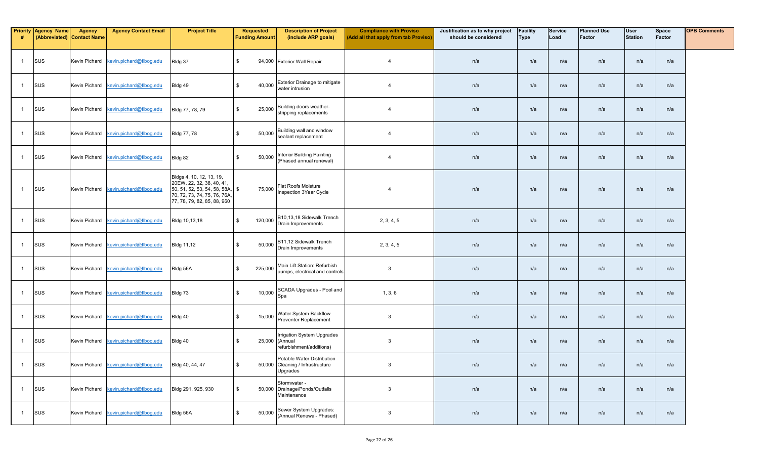| Priority # | Agency Name (Abbreviated) | Agency Contact Name | Agency Contact Email | Project Title | Requested Funding Amount | Description of Project (include ARP goals) | Compliance with Proviso (Add all that apply from tab Proviso) | Justification as to why project should be considered | Facility Type | Service Load | Planned Use Factor | User Station | Space Factor | OPB Comments |
|---|---|---|---|---|---|---|---|---|---|---|---|---|---|---|
| 1 | SUS | Kevin Pichard | kevin.pichard@flbog.edu | Bldg 37 | $ 94,000 | Exterior Wall Repair | 4 | n/a | n/a | n/a | n/a | n/a | n/a | |
| 1 | SUS | Kevin Pichard | kevin.pichard@flbog.edu | Bldg 49 | $ 40,000 | Exterior Drainage to mitigate water intrusion | 4 | n/a | n/a | n/a | n/a | n/a | n/a | |
| 1 | SUS | Kevin Pichard | kevin.pichard@flbog.edu | Bldg 77, 78, 79 | $ 25,000 | Building doors weather-stripping replacements | 4 | n/a | n/a | n/a | n/a | n/a | n/a | |
| 1 | SUS | Kevin Pichard | kevin.pichard@flbog.edu | Bldg 77, 78 | $ 50,000 | Building wall and window sealant replacement | 4 | n/a | n/a | n/a | n/a | n/a | n/a | |
| 1 | SUS | Kevin Pichard | kevin.pichard@flbog.edu | Bldg 82 | $ 50,000 | Interior Building Painting (Phased annual renewal) | 4 | n/a | n/a | n/a | n/a | n/a | n/a | |
| 1 | SUS | Kevin Pichard | kevin.pichard@flbog.edu | Bldgs 4, 10, 12, 13, 19, 20EW, 22, 32, 38, 40, 41, 50, 51, 52, 53, 54, 58, 58A, 70, 72, 73, 74, 75, 76, 76A, 77, 78, 79, 82, 85, 88, 960 | $ 75,000 | Flat Roofs Moisture Inspection 3Year Cycle | 4 | n/a | n/a | n/a | n/a | n/a | n/a | |
| 1 | SUS | Kevin Pichard | kevin.pichard@flbog.edu | Bldg 10,13,18 | $ 120,000 | B10,13,18 Sidewalk Trench Drain Improvements | 2, 3, 4, 5 | n/a | n/a | n/a | n/a | n/a | n/a | |
| 1 | SUS | Kevin Pichard | kevin.pichard@flbog.edu | Bldg 11,12 | $ 50,000 | B11,12 Sidewalk Trench Drain Improvements | 2, 3, 4, 5 | n/a | n/a | n/a | n/a | n/a | n/a | |
| 1 | SUS | Kevin Pichard | kevin.pichard@flbog.edu | Bldg 56A | $ 225,000 | Main Lift Station: Refurbish pumps, electrical and controls | 3 | n/a | n/a | n/a | n/a | n/a | n/a | |
| 1 | SUS | Kevin Pichard | kevin.pichard@flbog.edu | Bldg 73 | $ 10,000 | SCADA Upgrades - Pool and Spa | 1, 3, 6 | n/a | n/a | n/a | n/a | n/a | n/a | |
| 1 | SUS | Kevin Pichard | kevin.pichard@flbog.edu | Bldg 40 | $ 15,000 | Water System Backflow Preventer Replacement | 3 | n/a | n/a | n/a | n/a | n/a | n/a | |
| 1 | SUS | Kevin Pichard | kevin.pichard@flbog.edu | Bldg 40 | $ 25,000 | Irrigation System Upgrades (Annual refurbishment/additions) | 3 | n/a | n/a | n/a | n/a | n/a | n/a | |
| 1 | SUS | Kevin Pichard | kevin.pichard@flbog.edu | Bldg 40, 44, 47 | $ 50,000 | Potable Water Distribution Cleaning / Infrastructure Upgrades | 3 | n/a | n/a | n/a | n/a | n/a | n/a | |
| 1 | SUS | Kevin Pichard | kevin.pichard@flbog.edu | Bldg 291, 925, 930 | $ 50,000 | Stormwater - Drainage/Ponds/Outfalls Maintenance | 3 | n/a | n/a | n/a | n/a | n/a | n/a | |
| 1 | SUS | Kevin Pichard | kevin.pichard@flbog.edu | Bldg 56A | $ 50,000 | Sewer System Upgrades: (Annual Renewal- Phased) | 3 | n/a | n/a | n/a | n/a | n/a | n/a | |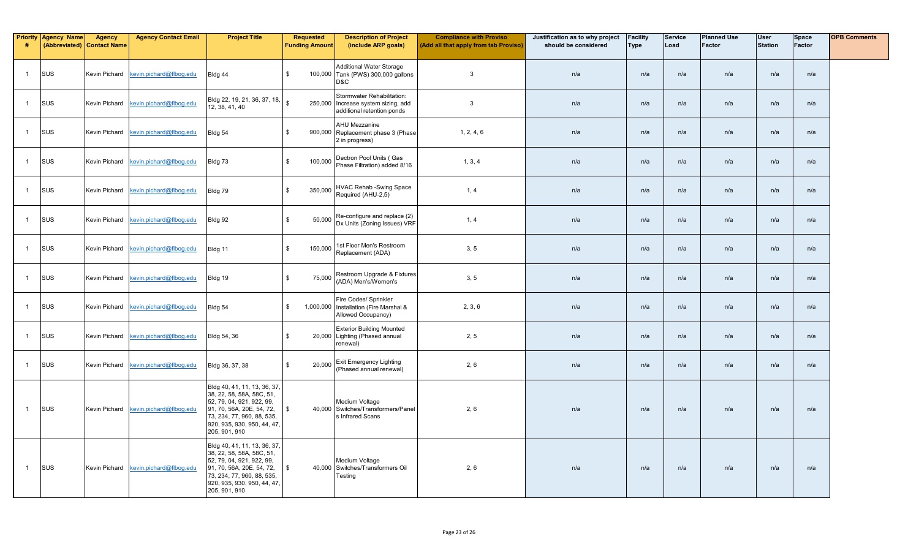| Priority # | Agency Name (Abbreviated) | Agency Contact Name | Agency Contact Email | Project Title | Requested Funding Amount | Description of Project (include ARP goals) | Compliance with Proviso (Add all that apply from tab Proviso) | Justification as to why project should be considered | Facility Type | Service Load | Planned Use Factor | User Station | Space Factor | OPB Comments |
|---|---|---|---|---|---|---|---|---|---|---|---|---|---|---|
| 1 | SUS | Kevin Pichard | kevin.pichard@flbog.edu | Bldg 44 | $ 100,000 | Additional Water Storage Tank (PWS) 300,000 gallons D&C | 3 | n/a | n/a | n/a | n/a | n/a | n/a | |
| 1 | SUS | Kevin Pichard | kevin.pichard@flbog.edu | Bldg 22, 19, 21, 36, 37, 18, 12, 38, 41, 40 | $ 250,000 | Stormwater Rehabilitation: Increase system sizing, add additional retention ponds | 3 | n/a | n/a | n/a | n/a | n/a | n/a | |
| 1 | SUS | Kevin Pichard | kevin.pichard@flbog.edu | Bldg 54 | $ 900,000 | AHU Mezzanine Replacement phase 3 (Phase 2 in progress) | 1, 2, 4, 6 | n/a | n/a | n/a | n/a | n/a | n/a | |
| 1 | SUS | Kevin Pichard | kevin.pichard@flbog.edu | Bldg 73 | $ 100,000 | Dectron Pool Units ( Gas Phase Filtration) added 8/16 | 1, 3, 4 | n/a | n/a | n/a | n/a | n/a | n/a | |
| 1 | SUS | Kevin Pichard | kevin.pichard@flbog.edu | Bldg 79 | $ 350,000 | HVAC Rehab -Swing Space Required (AHU-2,5) | 1, 4 | n/a | n/a | n/a | n/a | n/a | n/a | |
| 1 | SUS | Kevin Pichard | kevin.pichard@flbog.edu | Bldg 92 | $ 50,000 | Re-configure and replace (2) Dx Units (Zoning Issues) VRF | 1, 4 | n/a | n/a | n/a | n/a | n/a | n/a | |
| 1 | SUS | Kevin Pichard | kevin.pichard@flbog.edu | Bldg 11 | $ 150,000 | 1st Floor Men's Restroom Replacement (ADA) | 3, 5 | n/a | n/a | n/a | n/a | n/a | n/a | |
| 1 | SUS | Kevin Pichard | kevin.pichard@flbog.edu | Bldg 19 | $ 75,000 | Restroom Upgrade & Fixtures (ADA) Men's/Women's | 3, 5 | n/a | n/a | n/a | n/a | n/a | n/a | |
| 1 | SUS | Kevin Pichard | kevin.pichard@flbog.edu | Bldg 54 | $ 1,000,000 | Fire Codes/ Sprinkler Installation (Fire Marshal & Allowed Occupancy) | 2, 3, 6 | n/a | n/a | n/a | n/a | n/a | n/a | |
| 1 | SUS | Kevin Pichard | kevin.pichard@flbog.edu | Bldg 54, 36 | $ 20,000 | Exterior Building Mounted Lighting (Phased annual renewal) | 2, 5 | n/a | n/a | n/a | n/a | n/a | n/a | |
| 1 | SUS | Kevin Pichard | kevin.pichard@flbog.edu | Bldg 36, 37, 38 | $ 20,000 | Exit Emergency Lighting (Phased annual renewal) | 2, 6 | n/a | n/a | n/a | n/a | n/a | n/a | |
| 1 | SUS | Kevin Pichard | kevin.pichard@flbog.edu | Bldg 40, 41, 11, 13, 36, 37, 38, 22, 58, 58A, 58C, 51, 52, 79, 04, 921, 922, 99, 91, 70, 56A, 20E, 54, 72, 73, 234, 77, 960, 88, 535, 920, 935, 930, 950, 44, 47, 205, 901, 910 | $ 40,000 | Medium Voltage Switches/Transformers/Panels Infrared Scans | 2, 6 | n/a | n/a | n/a | n/a | n/a | n/a | |
| 1 | SUS | Kevin Pichard | kevin.pichard@flbog.edu | Bldg 40, 41, 11, 13, 36, 37, 38, 22, 58, 58A, 58C, 51, 52, 79, 04, 921, 922, 99, 91, 70, 56A, 20E, 54, 72, 73, 234, 77, 960, 88, 535, 920, 935, 930, 950, 44, 47, 205, 901, 910 | $ 40,000 | Medium Voltage Switches/Transformers Oil Testing | 2, 6 | n/a | n/a | n/a | n/a | n/a | n/a | |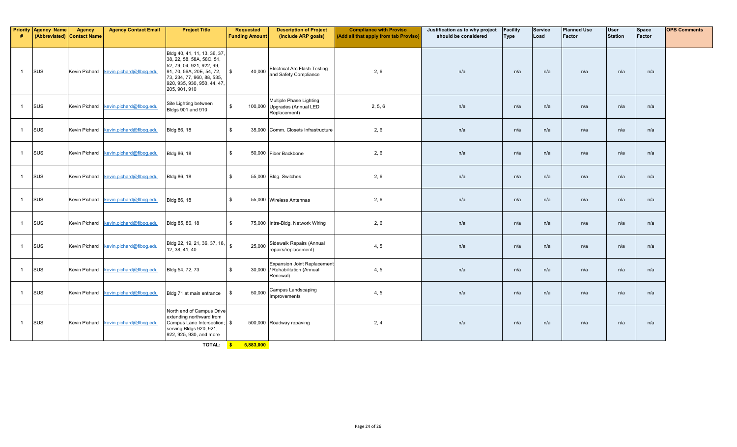| Priority # | Agency Name (Abbreviated) | Agency Contact Name | Agency Contact Email | Project Title | Requested Funding Amount | Description of Project (include ARP goals) | Compliance with Proviso (Add all that apply from tab Proviso) | Justification as to why project should be considered | Facility Type | Service Load | Planned Use Factor | User Station | Space Factor | OPB Comments |
|---|---|---|---|---|---|---|---|---|---|---|---|---|---|---|
| 1 | SUS | Kevin Pichard | kevin.pichard@flbog.edu | Bldg 40, 41, 11, 13, 36, 37, 38, 22, 58, 58A, 58C, 51, 52, 79, 04, 921, 922, 99, 91, 70, 56A, 20E, 54, 72, 73, 234, 77, 960, 88, 535, 920, 935, 930, 950, 44, 47, 205, 901, 910 | $ 40,000 | Electrical Arc Flash Testing and Safety Compliance | 2, 6 | n/a | n/a | n/a | n/a | n/a | n/a | |
| 1 | SUS | Kevin Pichard | kevin.pichard@flbog.edu | Site Lighting between Bldgs 901 and 910 | $ 100,000 | Multiple Phase Lighting Upgrades (Annual LED Replacement) | 2, 5, 6 | n/a | n/a | n/a | n/a | n/a | n/a | |
| 1 | SUS | Kevin Pichard | kevin.pichard@flbog.edu | Bldg 86, 18 | $ 35,000 | Comm. Closets Infrastructure | 2, 6 | n/a | n/a | n/a | n/a | n/a | n/a | |
| 1 | SUS | Kevin Pichard | kevin.pichard@flbog.edu | Bldg 86, 18 | $ 50,000 | Fiber Backbone | 2, 6 | n/a | n/a | n/a | n/a | n/a | n/a | |
| 1 | SUS | Kevin Pichard | kevin.pichard@flbog.edu | Bldg 86, 18 | $ 55,000 | Bldg. Switches | 2, 6 | n/a | n/a | n/a | n/a | n/a | n/a | |
| 1 | SUS | Kevin Pichard | kevin.pichard@flbog.edu | Bldg 86, 18 | $ 55,000 | Wireless Antennas | 2, 6 | n/a | n/a | n/a | n/a | n/a | n/a | |
| 1 | SUS | Kevin Pichard | kevin.pichard@flbog.edu | Bldg 85, 86, 18 | $ 75,000 | Intra-Bldg. Network Wiring | 2, 6 | n/a | n/a | n/a | n/a | n/a | n/a | |
| 1 | SUS | Kevin Pichard | kevin.pichard@flbog.edu | Bldg 22, 19, 21, 36, 37, 18, 12, 38, 41, 40 | $ 25,000 | Sidewalk Repairs (Annual repairs/replacement) | 4, 5 | n/a | n/a | n/a | n/a | n/a | n/a | |
| 1 | SUS | Kevin Pichard | kevin.pichard@flbog.edu | Bldg 54, 72, 73 | $ 30,000 | Expansion Joint Replacement / Rehabilitation (Annual Renewal) | 4, 5 | n/a | n/a | n/a | n/a | n/a | n/a | |
| 1 | SUS | Kevin Pichard | kevin.pichard@flbog.edu | Bldg 71 at main entrance | $ 50,000 | Campus Landscaping Improvements | 4, 5 | n/a | n/a | n/a | n/a | n/a | n/a | |
| 1 | SUS | Kevin Pichard | kevin.pichard@flbog.edu | North end of Campus Drive extending northward from Campus Lane Intersection; serving Bldgs 920, 921, 922, 925, 930, and more | $ 500,000 | Roadway repaving | 2, 4 | n/a | n/a | n/a | n/a | n/a | n/a | |
| | | | | **TOTAL:** | **$ 5,883,000** | | | | | | | | | |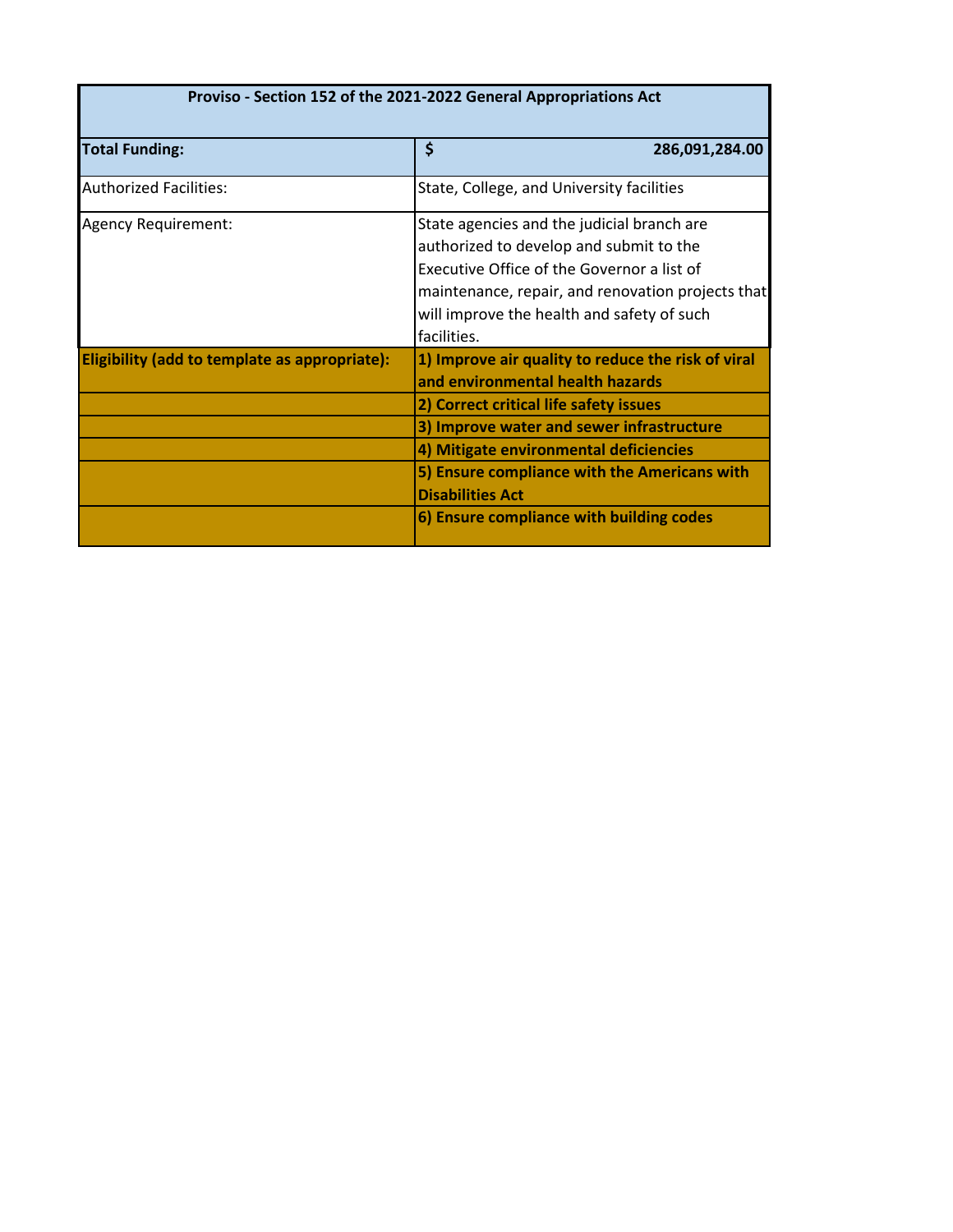| Proviso - Section 152 of the 2021-2022 General Appropriations Act | |
|---|---|
| **Total Funding:** | **$ 286,091,284.00** |
| Authorized Facilities: | State, College, and University facilities |
| Agency Requirement: | State agencies and the judicial branch are authorized to develop and submit to the Executive Office of the Governor a list of maintenance, repair, and renovation projects that will improve the health and safety of such facilities. |
| **Eligibility (add to template as appropriate):** | **1) Improve air quality to reduce the risk of viral and environmental health hazards** |
| | **2) Correct critical life safety issues** |
| | **3) Improve water and sewer infrastructure** |
| | **4) Mitigate environmental deficiencies** |
| | **5) Ensure compliance with the Americans with Disabilities Act** |
| | **6) Ensure compliance with building codes** |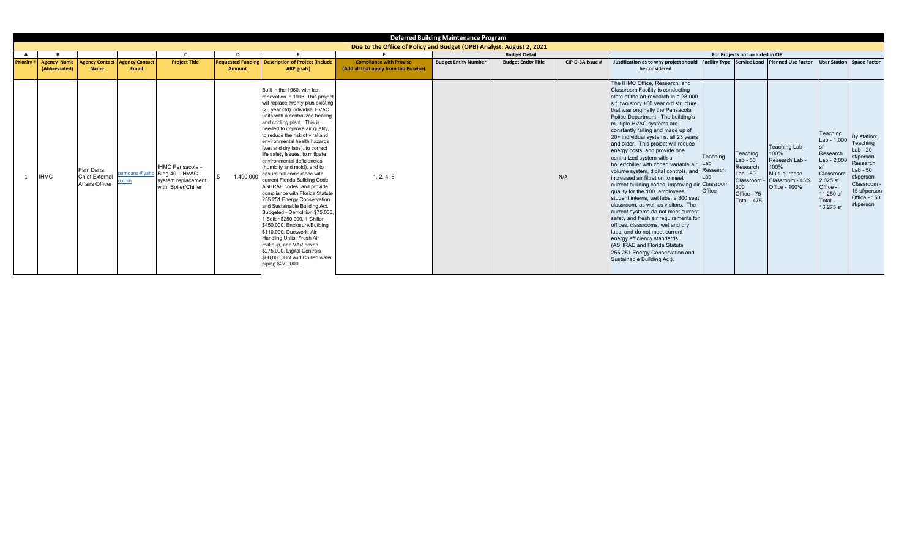# Deferred Building Maintenance Program

## Due to the Office of Policy and Budget (OPB) Analyst: August 2, 2021

| A | B | | | C | D | E | F | Budget Detail | | | For Projects not included in CIP | | | | | |
|---|---|---|---|---|---|---|---|---|---|---|---|---|---|---|---|---|
| Priority # | Agency Name (Abbreviated) | Agency Contact Name | Agency Contact Email | Project Title | Requested Funding Amount | Description of Project (include ARP goals) | Compliance with Proviso (Add all that apply from tab Proviso) | Budget Entity Number | Budget Entity Title | CIP D-3A Issue # | Justification as to why project should be considered | Facility Type | Service Load | Planned Use Factor | User Station | Space Factor |
| 1 | IHMC | Pam Dana, Chief External Affairs Officer | pamdana@yahoo.com | IHMC Pensacola - Bldg 40 - HVAC system replacement with Boiler/Chiller | $ 1,490,000 | Built in the 1960, with last renovation in 1998. This project will replace twenty-plus existing (23 year old) individual HVAC units with a centralized heating and cooling plant. This is needed to improve air quality, to reduce the risk of viral and environmental health hazards (wet and dry labs), to correct life safety issues, to mitigate environmental deficiencies (humidity and mold), and to ensure full compliance with current Florida Building Code, ASHRAE codes, and provide compliance with Florida Statute 255.251 Energy Conservation and Sustainable Building Act. Budgeted - Demolition $75,000, 1 Boiler $250,000, 1 Chiller $450,000, Enclosure/Building $110,000, Ductwork, Air Handling Units, Fresh Air makeup, and VAV boxes $275,000, Digital Controls $60,000, Hot and Chilled water piping $270,000. | 1, 2, 4, 6 | | | N/A | The IHMC Office, Research, and Classroom Facility is conducting state of the art research in a 28,000 s.f. two story +60 year old structure that was originally the Pensacola Police Department. The building's multiple HVAC systems are constantly failing and made up of 20+ individual systems, all 23 years and older. This project will reduce energy costs, and provide one centralized system with a boiler/chiller with zoned variable air volume system, digital controls, and increased air filtration to meet current building codes, improving air quality for the 100 employees, student interns, wet labs, a 300 seat classroom, as well as visitors. The current systems do not meet current safety and fresh air requirements for offices, classrooms, wet and dry labs, and do not meet current energy efficiency standards (ASHRAE and Florida Statute 255.251 Energy Conservation and Sustainable Building Act). | Teaching Lab Research Lab Classroom Office | Teaching Lab - 50 Research Lab - 50 Classroom - 300 Office - 75 Total - 475 | Teaching Lab - 100% Research Lab - 100% Multi-purpose Classroom - 45% Office - 100% | Teaching Lab - 1,000 sf Research Lab - 2,000 sf Classroom - 2,025 sf Office - 11,250 sf Total - 16,275 sf | By station: Teaching Lab - 20 sf/person Research Lab - 50 sf/person Classroom - 15 sf/person Office - 150 sf/person |